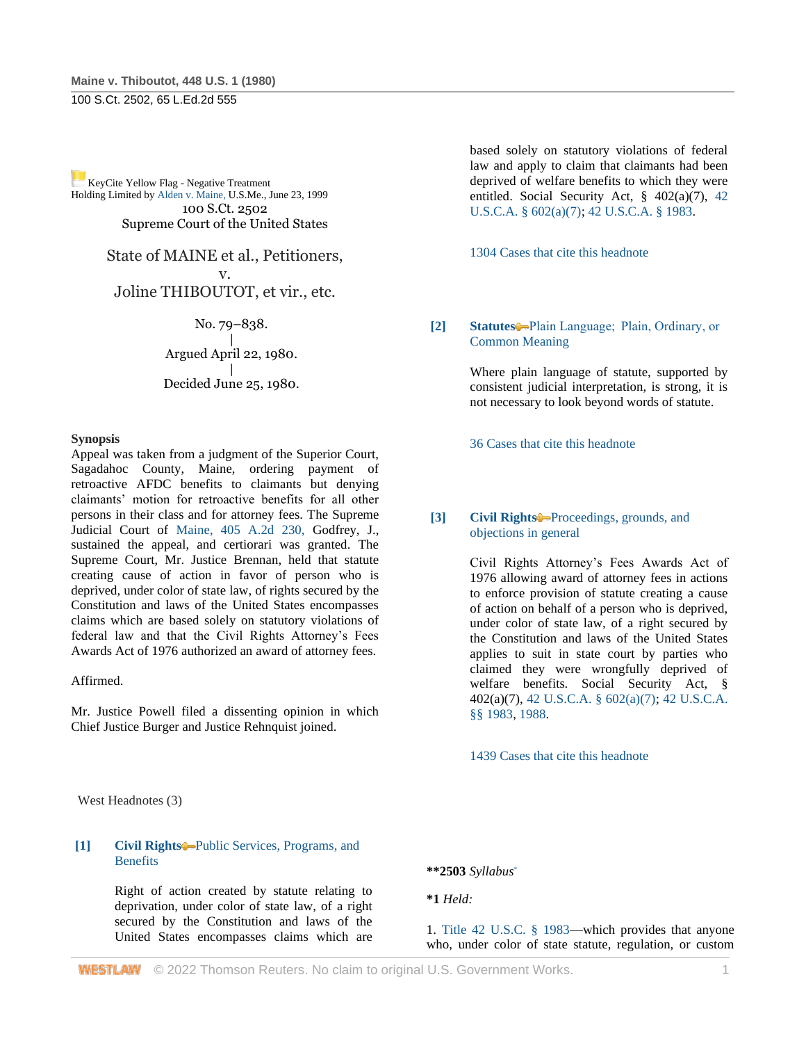KeyCite Yellow Flag - Negative Treatment
Holding Limited by Alden v. Maine, U.S.Me., June 23, 1999

100 S.Ct. 2502
Supreme Court of the United States

State of MAINE et al., Petitioners,
v.
Joline THIBOUTOT, et vir., etc.

No. 79–838.
|
Argued April 22, 1980.
|
Decided June 25, 1980.

**Synopsis**
Appeal was taken from a judgment of the Superior Court, Sagadahoc County, Maine, ordering payment of retroactive AFDC benefits to claimants but denying claimants' motion for retroactive benefits for all other persons in their class and for attorney fees. The Supreme Judicial Court of Maine, 405 A.2d 230, Godfrey, J., sustained the appeal, and certiorari was granted. The Supreme Court, Mr. Justice Brennan, held that statute creating cause of action in favor of person who is deprived, under color of state law, of rights secured by the Constitution and laws of the United States encompasses claims which are based solely on statutory violations of federal law and that the Civil Rights Attorney's Fees Awards Act of 1976 authorized an award of attorney fees.

Affirmed.

Mr. Justice Powell filed a dissenting opinion in which Chief Justice Burger and Justice Rehnquist joined.

West Headnotes (3)

**[1]** **Civil Rights** Public Services, Programs, and Benefits

Right of action created by statute relating to deprivation, under color of state law, of a right secured by the Constitution and laws of the United States encompasses claims which are based solely on statutory violations of federal law and apply to claim that claimants had been deprived of welfare benefits to which they were entitled. Social Security Act, § 402(a)(7), 42 U.S.C.A. § 602(a)(7); 42 U.S.C.A. § 1983.

1304 Cases that cite this headnote

**[2]** **Statutes** Plain Language; Plain, Ordinary, or Common Meaning

Where plain language of statute, supported by consistent judicial interpretation, is strong, it is not necessary to look beyond words of statute.

36 Cases that cite this headnote

**[3]** **Civil Rights** Proceedings, grounds, and objections in general

Civil Rights Attorney's Fees Awards Act of 1976 allowing award of attorney fees in actions to enforce provision of statute creating a cause of action on behalf of a person who is deprived, under color of state law, of a right secured by the Constitution and laws of the United States applies to suit in state court by parties who claimed they were wrongfully deprived of welfare benefits. Social Security Act, § 402(a)(7), 42 U.S.C.A. § 602(a)(7); 42 U.S.C.A. §§ 1983, 1988.

1439 Cases that cite this headnote

**\*\*2503** *Syllabus*[*]

**\*1** *Held:*

1. Title 42 U.S.C. § 1983—which provides that anyone who, under color of state statute, regulation, or custom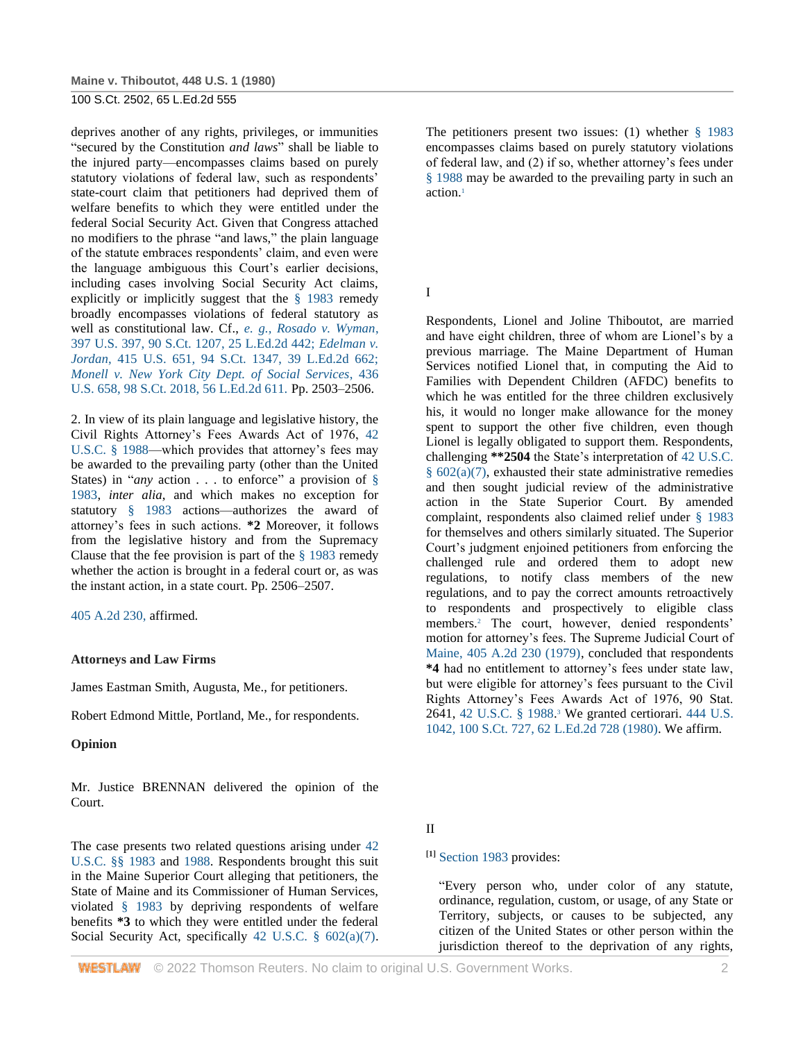deprives another of any rights, privileges, or immunities "secured by the Constitution *and laws*" shall be liable to the injured party—encompasses claims based on purely statutory violations of federal law, such as respondents' state-court claim that petitioners had deprived them of welfare benefits to which they were entitled under the federal Social Security Act. Given that Congress attached no modifiers to the phrase "and laws," the plain language of the statute embraces respondents' claim, and even were the language ambiguous this Court's earlier decisions, including cases involving Social Security Act claims, explicitly or implicitly suggest that the § 1983 remedy broadly encompasses violations of federal statutory as well as constitutional law. Cf., *e. g., Rosado v. Wyman*, 397 U.S. 397, 90 S.Ct. 1207, 25 L.Ed.2d 442; *Edelman v. Jordan*, 415 U.S. 651, 94 S.Ct. 1347, 39 L.Ed.2d 662; *Monell v. New York City Dept. of Social Services*, 436 U.S. 658, 98 S.Ct. 2018, 56 L.Ed.2d 611. Pp. 2503–2506.

2. In view of its plain language and legislative history, the Civil Rights Attorney's Fees Awards Act of 1976, 42 U.S.C. § 1988—which provides that attorney's fees may be awarded to the prevailing party (other than the United States) in "*any* action . . . to enforce" a provision of § 1983, *inter alia*, and which makes no exception for statutory § 1983 actions—authorizes the award of attorney's fees in such actions. **\*2** Moreover, it follows from the legislative history and from the Supremacy Clause that the fee provision is part of the § 1983 remedy whether the action is brought in a federal court or, as was the instant action, in a state court. Pp. 2506–2507.

405 A.2d 230, affirmed.

**Attorneys and Law Firms**

James Eastman Smith, Augusta, Me., for petitioners.

Robert Edmond Mittle, Portland, Me., for respondents.

**Opinion**

Mr. Justice BRENNAN delivered the opinion of the Court.

The case presents two related questions arising under 42 U.S.C. §§ 1983 and 1988. Respondents brought this suit in the Maine Superior Court alleging that petitioners, the State of Maine and its Commissioner of Human Services, violated § 1983 by depriving respondents of welfare benefits **\*3** to which they were entitled under the federal Social Security Act, specifically 42 U.S.C. § 602(a)(7). The petitioners present two issues: (1) whether § 1983 encompasses claims based on purely statutory violations of federal law, and (2) if so, whether attorney's fees under § 1988 may be awarded to the prevailing party in such an action.[1]

I

Respondents, Lionel and Joline Thiboutot, are married and have eight children, three of whom are Lionel's by a previous marriage. The Maine Department of Human Services notified Lionel that, in computing the Aid to Families with Dependent Children (AFDC) benefits to which he was entitled for the three children exclusively his, it would no longer make allowance for the money spent to support the other five children, even though Lionel is legally obligated to support them. Respondents, challenging **\*\*2504** the State's interpretation of 42 U.S.C. § 602(a)(7), exhausted their state administrative remedies and then sought judicial review of the administrative action in the State Superior Court. By amended complaint, respondents also claimed relief under § 1983 for themselves and others similarly situated. The Superior Court's judgment enjoined petitioners from enforcing the challenged rule and ordered them to adopt new regulations, to notify class members of the new regulations, and to pay the correct amounts retroactively to respondents and prospectively to eligible class members.[2] The court, however, denied respondents' motion for attorney's fees. The Supreme Judicial Court of Maine, 405 A.2d 230 (1979), concluded that respondents **\*4** had no entitlement to attorney's fees under state law, but were eligible for attorney's fees pursuant to the Civil Rights Attorney's Fees Awards Act of 1976, 90 Stat. 2641, 42 U.S.C. § 1988.[3] We granted certiorari. 444 U.S. 1042, 100 S.Ct. 727, 62 L.Ed.2d 728 (1980). We affirm.

II

[1] Section 1983 provides:

> "Every person who, under color of any statute, ordinance, regulation, custom, or usage, of any State or Territory, subjects, or causes to be subjected, any citizen of the United States or other person within the jurisdiction thereof to the deprivation of any rights,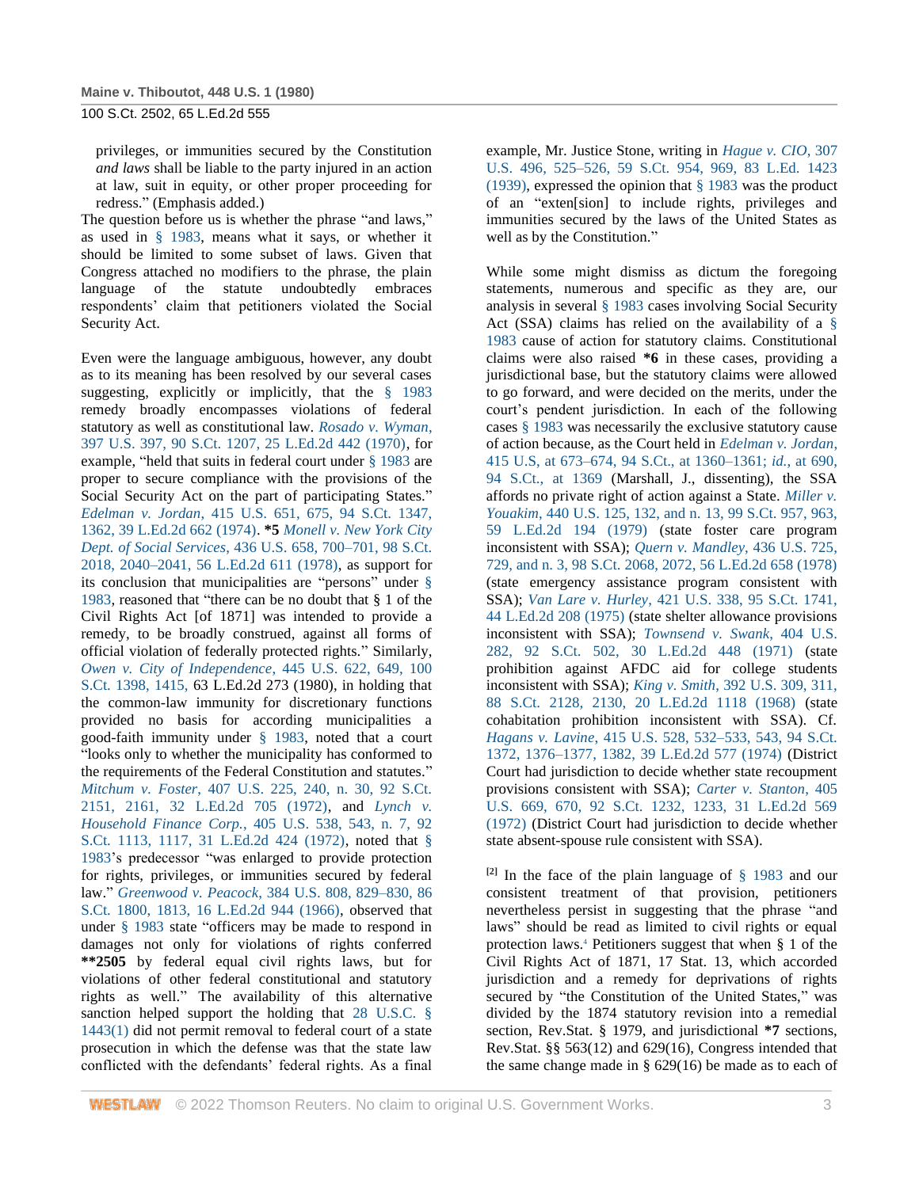privileges, or immunities secured by the Constitution *and laws* shall be liable to the party injured in an action at law, suit in equity, or other proper proceeding for redress." (Emphasis added.)

The question before us is whether the phrase "and laws," as used in § 1983, means what it says, or whether it should be limited to some subset of laws. Given that Congress attached no modifiers to the phrase, the plain language of the statute undoubtedly embraces respondents' claim that petitioners violated the Social Security Act.

Even were the language ambiguous, however, any doubt as to its meaning has been resolved by our several cases suggesting, explicitly or implicitly, that the § 1983 remedy broadly encompasses violations of federal statutory as well as constitutional law. *Rosado v. Wyman,* 397 U.S. 397, 90 S.Ct. 1207, 25 L.Ed.2d 442 (1970), for example, "held that suits in federal court under § 1983 are proper to secure compliance with the provisions of the Social Security Act on the part of participating States." *Edelman v. Jordan,* 415 U.S. 651, 675, 94 S.Ct. 1347, 1362, 39 L.Ed.2d 662 (1974). **\*5** *Monell v. New York City Dept. of Social Services,* 436 U.S. 658, 700–701, 98 S.Ct. 2018, 2040–2041, 56 L.Ed.2d 611 (1978), as support for its conclusion that municipalities are "persons" under § 1983, reasoned that "there can be no doubt that § 1 of the Civil Rights Act [of 1871] was intended to provide a remedy, to be broadly construed, against all forms of official violation of federally protected rights." Similarly, *Owen v. City of Independence,* 445 U.S. 622, 649, 100 S.Ct. 1398, 1415, 63 L.Ed.2d 273 (1980), in holding that the common-law immunity for discretionary functions provided no basis for according municipalities a good-faith immunity under § 1983, noted that a court "looks only to whether the municipality has conformed to the requirements of the Federal Constitution and statutes." *Mitchum v. Foster,* 407 U.S. 225, 240, n. 30, 92 S.Ct. 2151, 2161, 32 L.Ed.2d 705 (1972), and *Lynch v. Household Finance Corp.,* 405 U.S. 538, 543, n. 7, 92 S.Ct. 1113, 1117, 31 L.Ed.2d 424 (1972), noted that § 1983's predecessor "was enlarged to provide protection for rights, privileges, or immunities secured by federal law." *Greenwood v. Peacock,* 384 U.S. 808, 829–830, 86 S.Ct. 1800, 1813, 16 L.Ed.2d 944 (1966), observed that under § 1983 state "officers may be made to respond in damages not only for violations of rights conferred **\*\*2505** by federal equal civil rights laws, but for violations of other federal constitutional and statutory rights as well." The availability of this alternative sanction helped support the holding that 28 U.S.C. § 1443(1) did not permit removal to federal court of a state prosecution in which the defense was that the state law conflicted with the defendants' federal rights. As a final example, Mr. Justice Stone, writing in *Hague v. CIO,* 307 U.S. 496, 525–526, 59 S.Ct. 954, 969, 83 L.Ed. 1423 (1939), expressed the opinion that § 1983 was the product of an "exten[sion] to include rights, privileges and immunities secured by the laws of the United States as well as by the Constitution."

While some might dismiss as dictum the foregoing statements, numerous and specific as they are, our analysis in several § 1983 cases involving Social Security Act (SSA) claims has relied on the availability of a § 1983 cause of action for statutory claims. Constitutional claims were also raised **\*6** in these cases, providing a jurisdictional base, but the statutory claims were allowed to go forward, and were decided on the merits, under the court's pendent jurisdiction. In each of the following cases § 1983 was necessarily the exclusive statutory cause of action because, as the Court held in *Edelman v. Jordan,* 415 U.S, at 673–674, 94 S.Ct., at 1360–1361; *id.,* at 690, 94 S.Ct., at 1369 (Marshall, J., dissenting), the SSA affords no private right of action against a State. *Miller v. Youakim,* 440 U.S. 125, 132, and n. 13, 99 S.Ct. 957, 963, 59 L.Ed.2d 194 (1979) (state foster care program inconsistent with SSA); *Quern v. Mandley,* 436 U.S. 725, 729, and n. 3, 98 S.Ct. 2068, 2072, 56 L.Ed.2d 658 (1978) (state emergency assistance program consistent with SSA); *Van Lare v. Hurley,* 421 U.S. 338, 95 S.Ct. 1741, 44 L.Ed.2d 208 (1975) (state shelter allowance provisions inconsistent with SSA); *Townsend v. Swank,* 404 U.S. 282, 92 S.Ct. 502, 30 L.Ed.2d 448 (1971) (state prohibition against AFDC aid for college students inconsistent with SSA); *King v. Smith,* 392 U.S. 309, 311, 88 S.Ct. 2128, 2130, 20 L.Ed.2d 1118 (1968) (state cohabitation prohibition inconsistent with SSA). Cf. *Hagans v. Lavine,* 415 U.S. 528, 532–533, 543, 94 S.Ct. 1372, 1376–1377, 1382, 39 L.Ed.2d 577 (1974) (District Court had jurisdiction to decide whether state recoupment provisions consistent with SSA); *Carter v. Stanton,* 405 U.S. 669, 670, 92 S.Ct. 1232, 1233, 31 L.Ed.2d 569 (1972) (District Court had jurisdiction to decide whether state absent-spouse rule consistent with SSA).

[2] In the face of the plain language of § 1983 and our consistent treatment of that provision, petitioners nevertheless persist in suggesting that the phrase "and laws" should be read as limited to civil rights or equal protection laws.[4] Petitioners suggest that when § 1 of the Civil Rights Act of 1871, 17 Stat. 13, which accorded jurisdiction and a remedy for deprivations of rights secured by "the Constitution of the United States," was divided by the 1874 statutory revision into a remedial section, Rev.Stat. § 1979, and jurisdictional **\*7** sections, Rev.Stat. §§ 563(12) and 629(16), Congress intended that the same change made in § 629(16) be made as to each of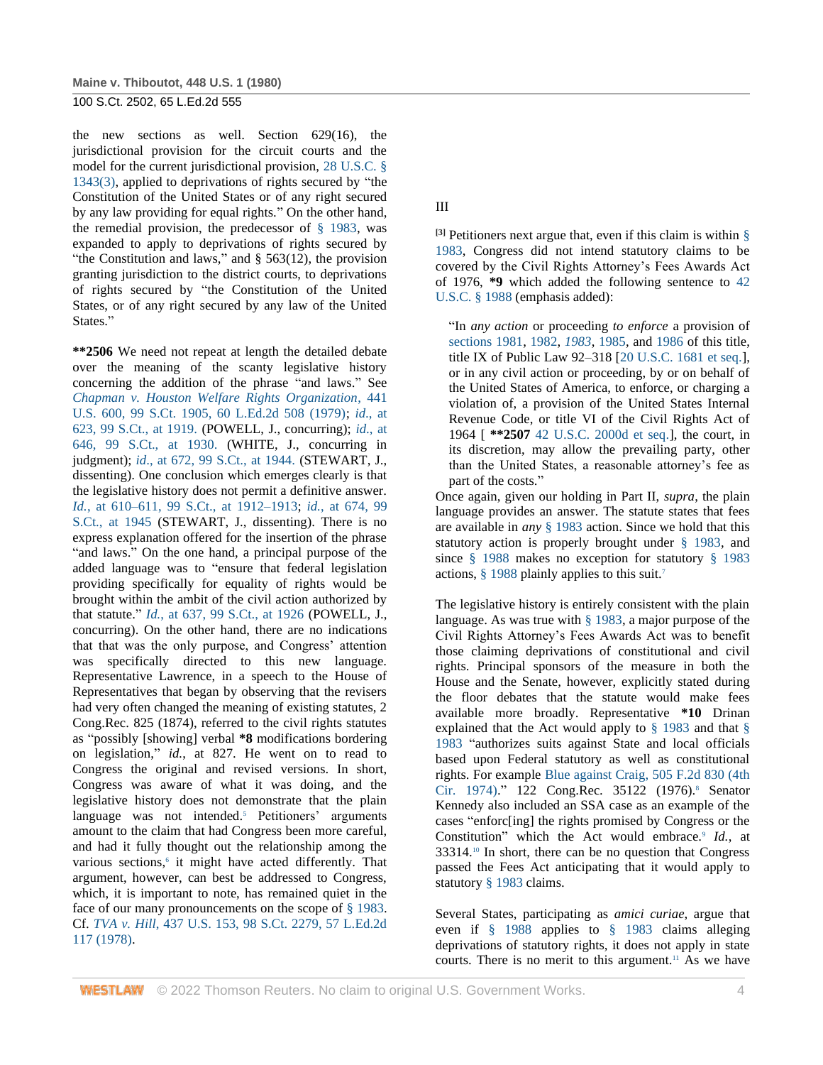the new sections as well. Section 629(16), the jurisdictional provision for the circuit courts and the model for the current jurisdictional provision, 28 U.S.C. § 1343(3), applied to deprivations of rights secured by "the Constitution of the United States or of any right secured by any law providing for equal rights." On the other hand, the remedial provision, the predecessor of § 1983, was expanded to apply to deprivations of rights secured by "the Constitution and laws," and § 563(12), the provision granting jurisdiction to the district courts, to deprivations of rights secured by "the Constitution of the United States, or of any right secured by any law of the United States."

**\*\*2506** We need not repeat at length the detailed debate over the meaning of the scanty legislative history concerning the addition of the phrase "and laws." See *Chapman v. Houston Welfare Rights Organization*, 441 U.S. 600, 99 S.Ct. 1905, 60 L.Ed.2d 508 (1979); *id.*, at 623, 99 S.Ct., at 1919. (POWELL, J., concurring); *id.*, at 646, 99 S.Ct., at 1930. (WHITE, J., concurring in judgment); *id.*, at 672, 99 S.Ct., at 1944. (STEWART, J., dissenting). One conclusion which emerges clearly is that the legislative history does not permit a definitive answer. *Id.*, at 610–611, 99 S.Ct., at 1912–1913; *id.*, at 674, 99 S.Ct., at 1945 (STEWART, J., dissenting). There is no express explanation offered for the insertion of the phrase "and laws." On the one hand, a principal purpose of the added language was to "ensure that federal legislation providing specifically for equality of rights would be brought within the ambit of the civil action authorized by that statute." *Id.*, at 637, 99 S.Ct., at 1926 (POWELL, J., concurring). On the other hand, there are no indications that that was the only purpose, and Congress' attention was specifically directed to this new language. Representative Lawrence, in a speech to the House of Representatives that began by observing that the revisers had very often changed the meaning of existing statutes, 2 Cong.Rec. 825 (1874), referred to the civil rights statutes as "possibly [showing] verbal **\*8** modifications bordering on legislation," *id.*, at 827. He went on to read to Congress the original and revised versions. In short, Congress was aware of what it was doing, and the legislative history does not demonstrate that the plain language was not intended.[5] Petitioners' arguments amount to the claim that had Congress been more careful, and had it fully thought out the relationship among the various sections,[6] it might have acted differently. That argument, however, can best be addressed to Congress, which, it is important to note, has remained quiet in the face of our many pronouncements on the scope of § 1983. Cf. *TVA v. Hill*, 437 U.S. 153, 98 S.Ct. 2279, 57 L.Ed.2d 117 (1978).

## III

[3] Petitioners next argue that, even if this claim is within § 1983, Congress did not intend statutory claims to be covered by the Civil Rights Attorney's Fees Awards Act of 1976, **\*9** which added the following sentence to 42 U.S.C. § 1988 (emphasis added):

> "In *any action* or proceeding *to enforce* a provision of sections 1981, 1982, *1983*, 1985, and 1986 of this title, title IX of Public Law 92–318 [20 U.S.C. 1681 et seq.], or in any civil action or proceeding, by or on behalf of the United States of America, to enforce, or charging a violation of, a provision of the United States Internal Revenue Code, or title VI of the Civil Rights Act of 1964 [ **\*\*2507** 42 U.S.C. 2000d et seq.], the court, in its discretion, may allow the prevailing party, other than the United States, a reasonable attorney's fee as part of the costs."

Once again, given our holding in Part II, *supra*, the plain language provides an answer. The statute states that fees are available in *any* § 1983 action. Since we hold that this statutory action is properly brought under § 1983, and since § 1988 makes no exception for statutory § 1983 actions, § 1988 plainly applies to this suit.[7]

The legislative history is entirely consistent with the plain language. As was true with § 1983, a major purpose of the Civil Rights Attorney's Fees Awards Act was to benefit those claiming deprivations of constitutional and civil rights. Principal sponsors of the measure in both the House and the Senate, however, explicitly stated during the floor debates that the statute would make fees available more broadly. Representative **\*10** Drinan explained that the Act would apply to § 1983 and that § 1983 "authorizes suits against State and local officials based upon Federal statutory as well as constitutional rights. For example Blue against Craig, 505 F.2d 830 (4th Cir. 1974)." 122 Cong.Rec. 35122 (1976).[8] Senator Kennedy also included an SSA case as an example of the cases "enforc[ing] the rights promised by Congress or the Constitution" which the Act would embrace.[9] *Id.*, at 33314.[10] In short, there can be no question that Congress passed the Fees Act anticipating that it would apply to statutory § 1983 claims.

Several States, participating as *amici curiae*, argue that even if § 1988 applies to § 1983 claims alleging deprivations of statutory rights, it does not apply in state courts. There is no merit to this argument.[11] As we have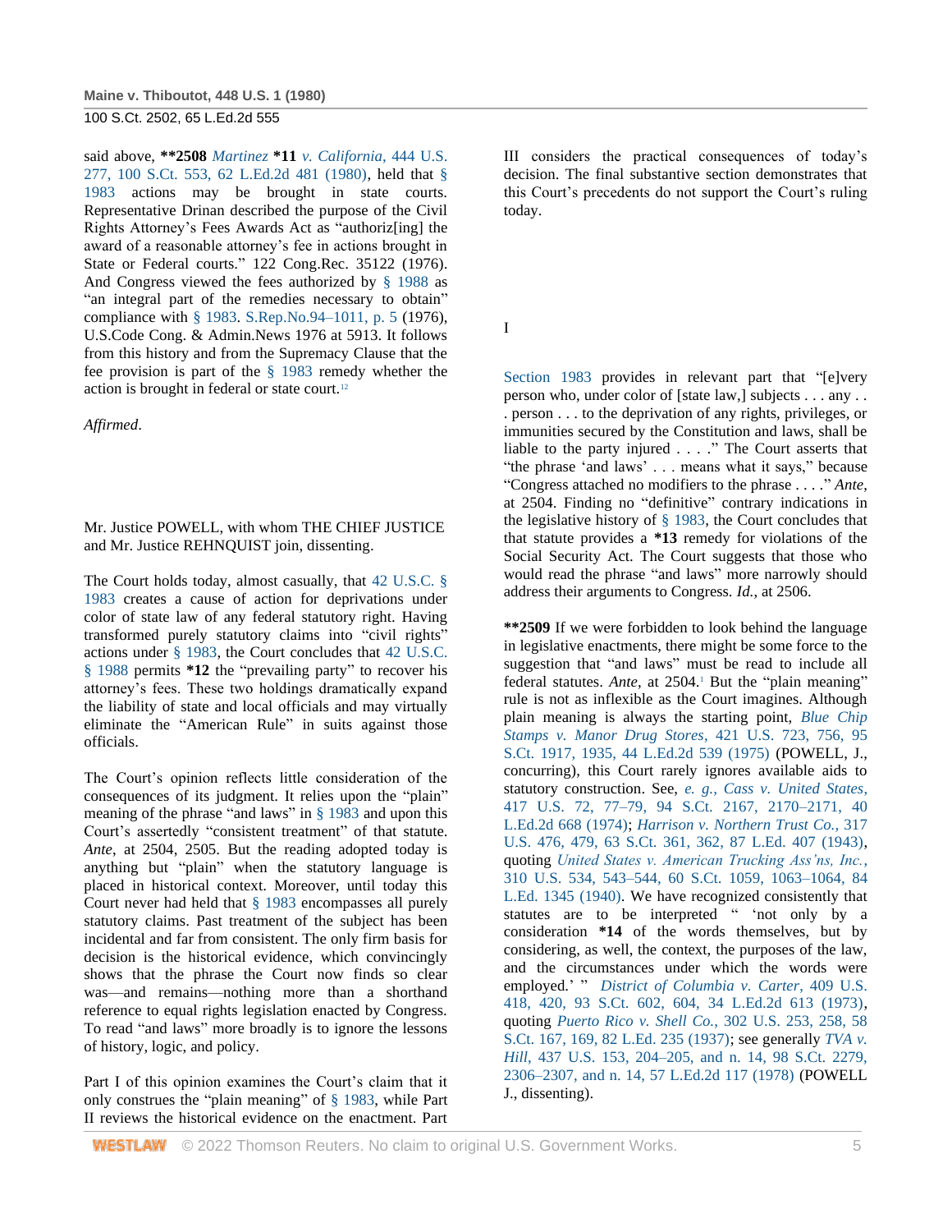said above, **2508 *Martinez* *11 *v. California*, 444 U.S. 277, 100 S.Ct. 553, 62 L.Ed.2d 481 (1980), held that § 1983 actions may be brought in state courts. Representative Drinan described the purpose of the Civil Rights Attorney's Fees Awards Act as "authoriz[ing] the award of a reasonable attorney's fee in actions brought in State or Federal courts." 122 Cong.Rec. 35122 (1976). And Congress viewed the fees authorized by § 1988 as "an integral part of the remedies necessary to obtain" compliance with § 1983. S.Rep.No.94–1011, p. 5 (1976), U.S.Code Cong. & Admin.News 1976 at 5913. It follows from this history and from the Supremacy Clause that the fee provision is part of the § 1983 remedy whether the action is brought in federal or state court.[12]

*Affirmed*.

Mr. Justice POWELL, with whom THE CHIEF JUSTICE and Mr. Justice REHNQUIST join, dissenting.

The Court holds today, almost casually, that 42 U.S.C. § 1983 creates a cause of action for deprivations under color of state law of any federal statutory right. Having transformed purely statutory claims into "civil rights" actions under § 1983, the Court concludes that 42 U.S.C. § 1988 permits *12 the "prevailing party" to recover his attorney's fees. These two holdings dramatically expand the liability of state and local officials and may virtually eliminate the "American Rule" in suits against those officials.

The Court's opinion reflects little consideration of the consequences of its judgment. It relies upon the "plain" meaning of the phrase "and laws" in § 1983 and upon this Court's assertedly "consistent treatment" of that statute. *Ante*, at 2504, 2505. But the reading adopted today is anything but "plain" when the statutory language is placed in historical context. Moreover, until today this Court never had held that § 1983 encompasses all purely statutory claims. Past treatment of the subject has been incidental and far from consistent. The only firm basis for decision is the historical evidence, which convincingly shows that the phrase the Court now finds so clear was—and remains—nothing more than a shorthand reference to equal rights legislation enacted by Congress. To read "and laws" more broadly is to ignore the lessons of history, logic, and policy.

Part I of this opinion examines the Court's claim that it only construes the "plain meaning" of § 1983, while Part II reviews the historical evidence on the enactment. Part III considers the practical consequences of today's decision. The final substantive section demonstrates that this Court's precedents do not support the Court's ruling today.

I

Section 1983 provides in relevant part that "[e]very person who, under color of [state law,] subjects . . . any . . . person . . . to the deprivation of any rights, privileges, or immunities secured by the Constitution and laws, shall be liable to the party injured . . . ." The Court asserts that "the phrase 'and laws' . . . means what it says," because "Congress attached no modifiers to the phrase . . . ." *Ante*, at 2504. Finding no "definitive" contrary indications in the legislative history of § 1983, the Court concludes that that statute provides a *13 remedy for violations of the Social Security Act. The Court suggests that those who would read the phrase "and laws" more narrowly should address their arguments to Congress. *Id.*, at 2506.

**2509 If we were forbidden to look behind the language in legislative enactments, there might be some force to the suggestion that "and laws" must be read to include all federal statutes. *Ante*, at 2504.[1] But the "plain meaning" rule is not as inflexible as the Court imagines. Although plain meaning is always the starting point, *Blue Chip Stamps v. Manor Drug Stores*, 421 U.S. 723, 756, 95 S.Ct. 1917, 1935, 44 L.Ed.2d 539 (1975) (POWELL, J., concurring), this Court rarely ignores available aids to statutory construction. See, *e. g., Cass v. United States*, 417 U.S. 72, 77–79, 94 S.Ct. 2167, 2170–2171, 40 L.Ed.2d 668 (1974); *Harrison v. Northern Trust Co.*, 317 U.S. 476, 479, 63 S.Ct. 361, 362, 87 L.Ed. 407 (1943), quoting *United States v. American Trucking Ass'ns, Inc.*, 310 U.S. 534, 543–544, 60 S.Ct. 1059, 1063–1064, 84 L.Ed. 1345 (1940). We have recognized consistently that statutes are to be interpreted " 'not only by a consideration *14 of the words themselves, but by considering, as well, the context, the purposes of the law, and the circumstances under which the words were employed.' " *District of Columbia v. Carter*, 409 U.S. 418, 420, 93 S.Ct. 602, 604, 34 L.Ed.2d 613 (1973), quoting *Puerto Rico v. Shell Co.*, 302 U.S. 253, 258, 58 S.Ct. 167, 169, 82 L.Ed. 235 (1937); see generally *TVA v. Hill*, 437 U.S. 153, 204–205, and n. 14, 98 S.Ct. 2279, 2306–2307, and n. 14, 57 L.Ed.2d 117 (1978) (POWELL J., dissenting).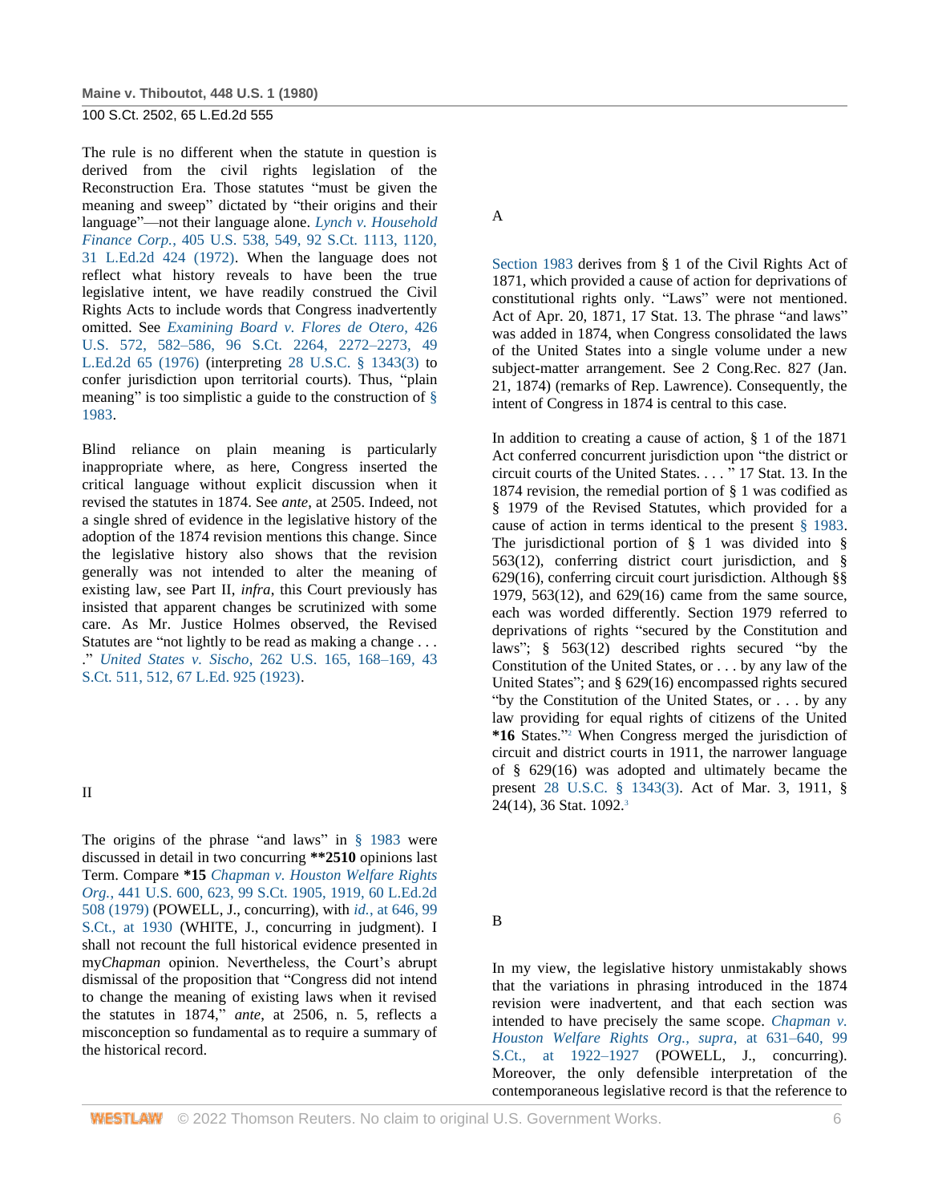The rule is no different when the statute in question is derived from the civil rights legislation of the Reconstruction Era. Those statutes "must be given the meaning and sweep" dictated by "their origins and their language"—not their language alone. *Lynch v. Household Finance Corp.*, 405 U.S. 538, 549, 92 S.Ct. 1113, 1120, 31 L.Ed.2d 424 (1972). When the language does not reflect what history reveals to have been the true legislative intent, we have readily construed the Civil Rights Acts to include words that Congress inadvertently omitted. See *Examining Board v. Flores de Otero*, 426 U.S. 572, 582–586, 96 S.Ct. 2264, 2272–2273, 49 L.Ed.2d 65 (1976) (interpreting 28 U.S.C. § 1343(3) to confer jurisdiction upon territorial courts). Thus, "plain meaning" is too simplistic a guide to the construction of § 1983.

Blind reliance on plain meaning is particularly inappropriate where, as here, Congress inserted the critical language without explicit discussion when it revised the statutes in 1874. See *ante*, at 2505. Indeed, not a single shred of evidence in the legislative history of the adoption of the 1874 revision mentions this change. Since the legislative history also shows that the revision generally was not intended to alter the meaning of existing law, see Part II, *infra*, this Court previously has insisted that apparent changes be scrutinized with some care. As Mr. Justice Holmes observed, the Revised Statutes are "not lightly to be read as making a change . . . ." *United States v. Sischo*, 262 U.S. 165, 168–169, 43 S.Ct. 511, 512, 67 L.Ed. 925 (1923).

## II

The origins of the phrase "and laws" in § 1983 were discussed in detail in two concurring **\*\*2510** opinions last Term. Compare **\*15** *Chapman v. Houston Welfare Rights Org.*, 441 U.S. 600, 623, 99 S.Ct. 1905, 1919, 60 L.Ed.2d 508 (1979) (POWELL, J., concurring), with *id.*, at 646, 99 S.Ct., at 1930 (WHITE, J., concurring in judgment). I shall not recount the full historical evidence presented in my *Chapman* opinion. Nevertheless, the Court's abrupt dismissal of the proposition that "Congress did not intend to change the meaning of existing laws when it revised the statutes in 1874," *ante*, at 2506, n. 5, reflects a misconception so fundamental as to require a summary of the historical record.

### A

Section 1983 derives from § 1 of the Civil Rights Act of 1871, which provided a cause of action for deprivations of constitutional rights only. "Laws" were not mentioned. Act of Apr. 20, 1871, 17 Stat. 13. The phrase "and laws" was added in 1874, when Congress consolidated the laws of the United States into a single volume under a new subject-matter arrangement. See 2 Cong.Rec. 827 (Jan. 21, 1874) (remarks of Rep. Lawrence). Consequently, the intent of Congress in 1874 is central to this case.

In addition to creating a cause of action, § 1 of the 1871 Act conferred concurrent jurisdiction upon "the district or circuit courts of the United States. . . . " 17 Stat. 13. In the 1874 revision, the remedial portion of § 1 was codified as § 1979 of the Revised Statutes, which provided for a cause of action in terms identical to the present § 1983. The jurisdictional portion of § 1 was divided into § 563(12), conferring district court jurisdiction, and § 629(16), conferring circuit court jurisdiction. Although §§ 1979, 563(12), and 629(16) came from the same source, each was worded differently. Section 1979 referred to deprivations of rights "secured by the Constitution and laws"; § 563(12) described rights secured "by the Constitution of the United States, or . . . by any law of the United States"; and § 629(16) encompassed rights secured "by the Constitution of the United States, or . . . by any law providing for equal rights of citizens of the United **\*16** States."[2] When Congress merged the jurisdiction of circuit and district courts in 1911, the narrower language of § 629(16) was adopted and ultimately became the present 28 U.S.C. § 1343(3). Act of Mar. 3, 1911, § 24(14), 36 Stat. 1092.[3]

### B

In my view, the legislative history unmistakably shows that the variations in phrasing introduced in the 1874 revision were inadvertent, and that each section was intended to have precisely the same scope. *Chapman v. Houston Welfare Rights Org., supra*, at 631–640, 99 S.Ct., at 1922–1927 (POWELL, J., concurring). Moreover, the only defensible interpretation of the contemporaneous legislative record is that the reference to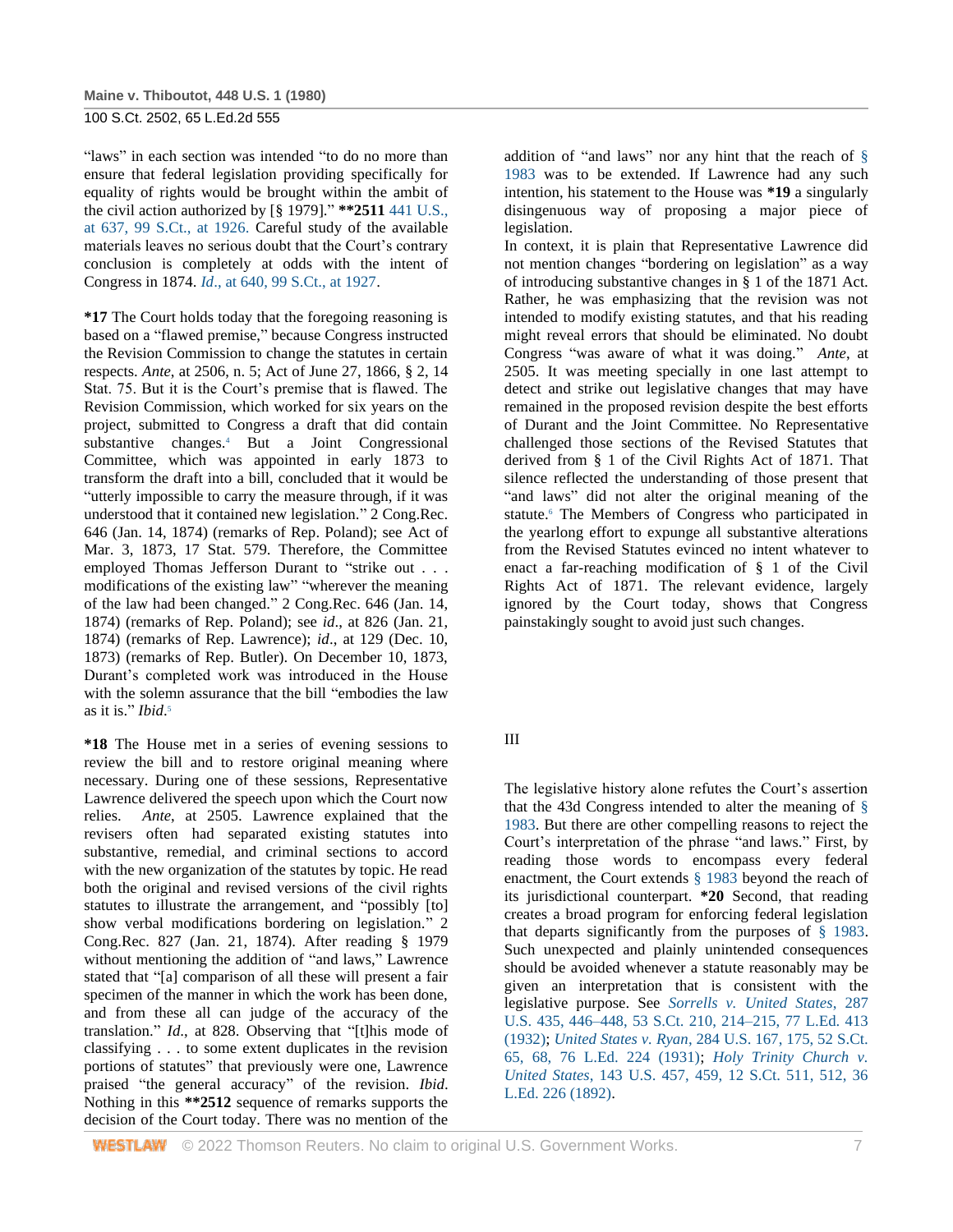"laws" in each section was intended "to do no more than ensure that federal legislation providing specifically for equality of rights would be brought within the ambit of the civil action authorized by [§ 1979]." **2511 441 U.S., at 637, 99 S.Ct., at 1926. Careful study of the available materials leaves no serious doubt that the Court's contrary conclusion is completely at odds with the intent of Congress in 1874. *Id.*, at 640, 99 S.Ct., at 1927.

*17 The Court holds today that the foregoing reasoning is based on a "flawed premise," because Congress instructed the Revision Commission to change the statutes in certain respects. *Ante*, at 2506, n. 5; Act of June 27, 1866, § 2, 14 Stat. 75. But it is the Court's premise that is flawed. The Revision Commission, which worked for six years on the project, submitted to Congress a draft that did contain substantive changes.[4] But a Joint Congressional Committee, which was appointed in early 1873 to transform the draft into a bill, concluded that it would be "utterly impossible to carry the measure through, if it was understood that it contained new legislation." 2 Cong.Rec. 646 (Jan. 14, 1874) (remarks of Rep. Poland); see Act of Mar. 3, 1873, 17 Stat. 579. Therefore, the Committee employed Thomas Jefferson Durant to "strike out . . . modifications of the existing law" "wherever the meaning of the law had been changed." 2 Cong.Rec. 646 (Jan. 14, 1874) (remarks of Rep. Poland); see *id.*, at 826 (Jan. 21, 1874) (remarks of Rep. Lawrence); *id.*, at 129 (Dec. 10, 1873) (remarks of Rep. Butler). On December 10, 1873, Durant's completed work was introduced in the House with the solemn assurance that the bill "embodies the law as it is." *Ibid.*[5]

*18 The House met in a series of evening sessions to review the bill and to restore original meaning where necessary. During one of these sessions, Representative Lawrence delivered the speech upon which the Court now relies. *Ante*, at 2505. Lawrence explained that the revisers often had separated existing statutes into substantive, remedial, and criminal sections to accord with the new organization of the statutes by topic. He read both the original and revised versions of the civil rights statutes to illustrate the arrangement, and "possibly [to] show verbal modifications bordering on legislation." 2 Cong.Rec. 827 (Jan. 21, 1874). After reading § 1979 without mentioning the addition of "and laws," Lawrence stated that "[a] comparison of all these will present a fair specimen of the manner in which the work has been done, and from these all can judge of the accuracy of the translation." *Id.*, at 828. Observing that "[t]his mode of classifying . . . to some extent duplicates in the revision portions of statutes" that previously were one, Lawrence praised "the general accuracy" of the revision. *Ibid.* Nothing in this **2512 sequence of remarks supports the decision of the Court today. There was no mention of the addition of "and laws" nor any hint that the reach of § 1983 was to be extended. If Lawrence had any such intention, his statement to the House was *19 a singularly disingenuous way of proposing a major piece of legislation.

In context, it is plain that Representative Lawrence did not mention changes "bordering on legislation" as a way of introducing substantive changes in § 1 of the 1871 Act. Rather, he was emphasizing that the revision was not intended to modify existing statutes, and that his reading might reveal errors that should be eliminated. No doubt Congress "was aware of what it was doing." *Ante*, at 2505. It was meeting specially in one last attempt to detect and strike out legislative changes that may have remained in the proposed revision despite the best efforts of Durant and the Joint Committee. No Representative challenged those sections of the Revised Statutes that derived from § 1 of the Civil Rights Act of 1871. That silence reflected the understanding of those present that "and laws" did not alter the original meaning of the statute.[6] The Members of Congress who participated in the yearlong effort to expunge all substantive alterations from the Revised Statutes evinced no intent whatever to enact a far-reaching modification of § 1 of the Civil Rights Act of 1871. The relevant evidence, largely ignored by the Court today, shows that Congress painstakingly sought to avoid just such changes.

## III

The legislative history alone refutes the Court's assertion that the 43d Congress intended to alter the meaning of § 1983. But there are other compelling reasons to reject the Court's interpretation of the phrase "and laws." First, by reading those words to encompass every federal enactment, the Court extends § 1983 beyond the reach of its jurisdictional counterpart. *20 Second, that reading creates a broad program for enforcing federal legislation that departs significantly from the purposes of § 1983. Such unexpected and plainly unintended consequences should be avoided whenever a statute reasonably may be given an interpretation that is consistent with the legislative purpose. See *Sorrells v. United States*, 287 U.S. 435, 446–448, 53 S.Ct. 210, 214–215, 77 L.Ed. 413 (1932); *United States v. Ryan*, 284 U.S. 167, 175, 52 S.Ct. 65, 68, 76 L.Ed. 224 (1931); *Holy Trinity Church v. United States*, 143 U.S. 457, 459, 12 S.Ct. 511, 512, 36 L.Ed. 226 (1892).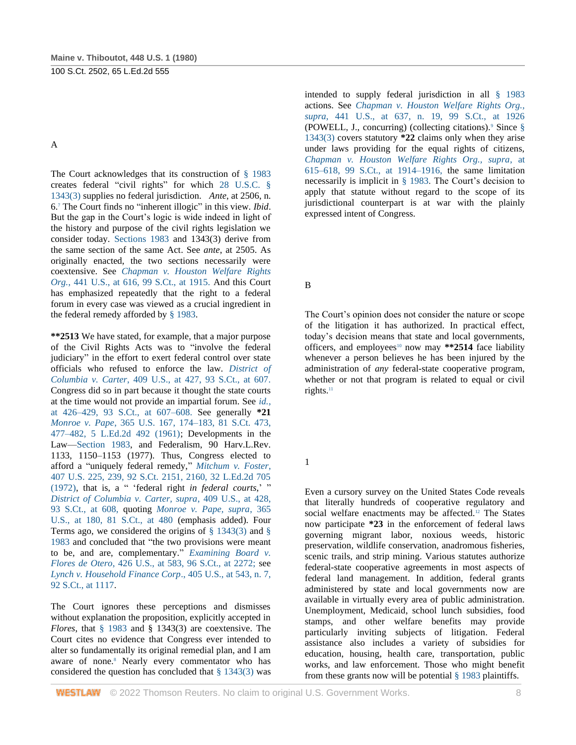A

The Court acknowledges that its construction of § 1983 creates federal "civil rights" for which 28 U.S.C. § 1343(3) supplies no federal jurisdiction. *Ante*, at 2506, n. 6.[7] The Court finds no "inherent illogic" in this view. *Ibid*. But the gap in the Court's logic is wide indeed in light of the history and purpose of the civil rights legislation we consider today. Sections 1983 and 1343(3) derive from the same section of the same Act. See *ante*, at 2505. As originally enacted, the two sections necessarily were coextensive. See *Chapman v. Houston Welfare Rights Org.*, 441 U.S., at 616, 99 S.Ct., at 1915. And this Court has emphasized repeatedly that the right to a federal forum in every case was viewed as a crucial ingredient in the federal remedy afforded by § 1983.

**\*\*2513** We have stated, for example, that a major purpose of the Civil Rights Acts was to "involve the federal judiciary" in the effort to exert federal control over state officials who refused to enforce the law. *District of Columbia v. Carter*, 409 U.S., at 427, 93 S.Ct., at 607. Congress did so in part because it thought the state courts at the time would not provide an impartial forum. See *id.*, at 426–429, 93 S.Ct., at 607–608. See generally **\*21** *Monroe v. Pape*, 365 U.S. 167, 174–183, 81 S.Ct. 473, 477–482, 5 L.Ed.2d 492 (1961); Developments in the Law—Section 1983, and Federalism, 90 Harv.L.Rev. 1133, 1150–1153 (1977). Thus, Congress elected to afford a "uniquely federal remedy," *Mitchum v. Foster*, 407 U.S. 225, 239, 92 S.Ct. 2151, 2160, 32 L.Ed.2d 705 (1972), that is, a " 'federal right *in federal courts*,' " *District of Columbia v. Carter, supra*, 409 U.S., at 428, 93 S.Ct., at 608, quoting *Monroe v. Pape, supra*, 365 U.S., at 180, 81 S.Ct., at 480 (emphasis added). Four Terms ago, we considered the origins of § 1343(3) and § 1983 and concluded that "the two provisions were meant to be, and are, complementary." *Examining Board v. Flores de Otero*, 426 U.S., at 583, 96 S.Ct., at 2272; see *Lynch v. Household Finance Corp.*, 405 U.S., at 543, n. 7, 92 S.Ct., at 1117.

The Court ignores these perceptions and dismisses without explanation the proposition, explicitly accepted in *Flores*, that § 1983 and § 1343(3) are coextensive. The Court cites no evidence that Congress ever intended to alter so fundamentally its original remedial plan, and I am aware of none.[8] Nearly every commentator who has considered the question has concluded that § 1343(3) was intended to supply federal jurisdiction in all § 1983 actions. See *Chapman v. Houston Welfare Rights Org., supra*, 441 U.S., at 637, n. 19, 99 S.Ct., at 1926 (POWELL, J., concurring) (collecting citations).[9] Since § 1343(3) covers statutory **\*22** claims only when they arise under laws providing for the equal rights of citizens, *Chapman v. Houston Welfare Rights Org., supra*, at 615–618, 99 S.Ct., at 1914–1916, the same limitation necessarily is implicit in § 1983. The Court's decision to apply that statute without regard to the scope of its jurisdictional counterpart is at war with the plainly expressed intent of Congress.

B

The Court's opinion does not consider the nature or scope of the litigation it has authorized. In practical effect, today's decision means that state and local governments, officers, and employees[10] now may **\*\*2514** face liability whenever a person believes he has been injured by the administration of *any* federal-state cooperative program, whether or not that program is related to equal or civil rights.[11]

1

Even a cursory survey on the United States Code reveals that literally hundreds of cooperative regulatory and social welfare enactments may be affected.[12] The States now participate **\*23** in the enforcement of federal laws governing migrant labor, noxious weeds, historic preservation, wildlife conservation, anadromous fisheries, scenic trails, and strip mining. Various statutes authorize federal-state cooperative agreements in most aspects of federal land management. In addition, federal grants administered by state and local governments now are available in virtually every area of public administration. Unemployment, Medicaid, school lunch subsidies, food stamps, and other welfare benefits may provide particularly inviting subjects of litigation. Federal assistance also includes a variety of subsidies for education, housing, health care, transportation, public works, and law enforcement. Those who might benefit from these grants now will be potential § 1983 plaintiffs.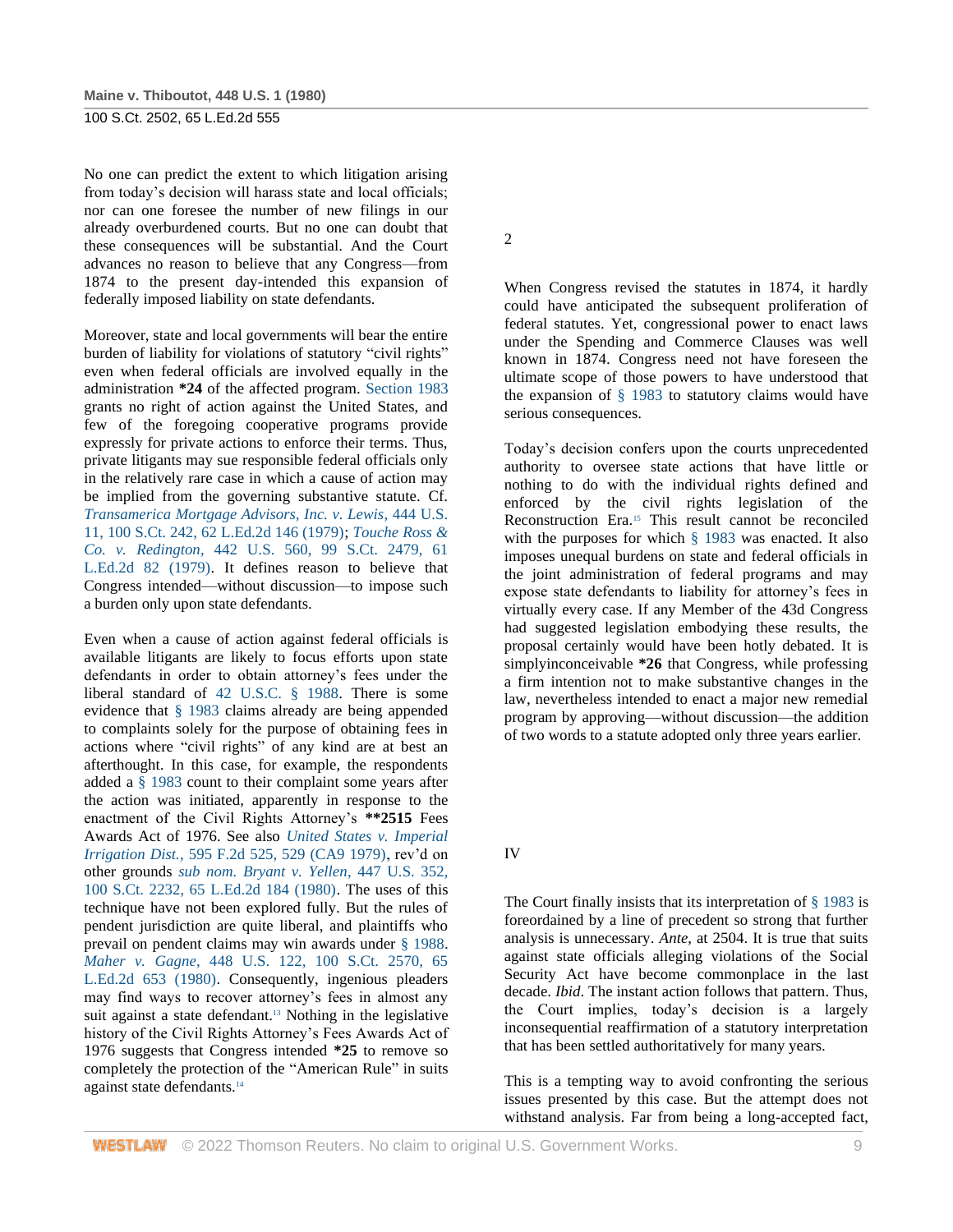No one can predict the extent to which litigation arising from today's decision will harass state and local officials; nor can one foresee the number of new filings in our already overburdened courts. But no one can doubt that these consequences will be substantial. And the Court advances no reason to believe that any Congress—from 1874 to the present day-intended this expansion of federally imposed liability on state defendants.

Moreover, state and local governments will bear the entire burden of liability for violations of statutory "civil rights" even when federal officials are involved equally in the administration **\*24** of the affected program. Section 1983 grants no right of action against the United States, and few of the foregoing cooperative programs provide expressly for private actions to enforce their terms. Thus, private litigants may sue responsible federal officials only in the relatively rare case in which a cause of action may be implied from the governing substantive statute. Cf. *Transamerica Mortgage Advisors, Inc. v. Lewis*, 444 U.S. 11, 100 S.Ct. 242, 62 L.Ed.2d 146 (1979); *Touche Ross & Co. v. Redington*, 442 U.S. 560, 99 S.Ct. 2479, 61 L.Ed.2d 82 (1979). It defines reason to believe that Congress intended—without discussion—to impose such a burden only upon state defendants.

Even when a cause of action against federal officials is available litigants are likely to focus efforts upon state defendants in order to obtain attorney's fees under the liberal standard of 42 U.S.C. § 1988. There is some evidence that § 1983 claims already are being appended to complaints solely for the purpose of obtaining fees in actions where "civil rights" of any kind are at best an afterthought. In this case, for example, the respondents added a § 1983 count to their complaint some years after the action was initiated, apparently in response to the enactment of the Civil Rights Attorney's **\*\*2515** Fees Awards Act of 1976. See also *United States v. Imperial Irrigation Dist.*, 595 F.2d 525, 529 (CA9 1979), rev'd on other grounds *sub nom. Bryant v. Yellen*, 447 U.S. 352, 100 S.Ct. 2232, 65 L.Ed.2d 184 (1980). The uses of this technique have not been explored fully. But the rules of pendent jurisdiction are quite liberal, and plaintiffs who prevail on pendent claims may win awards under § 1988. *Maher v. Gagne*, 448 U.S. 122, 100 S.Ct. 2570, 65 L.Ed.2d 653 (1980). Consequently, ingenious pleaders may find ways to recover attorney's fees in almost any suit against a state defendant.[13] Nothing in the legislative history of the Civil Rights Attorney's Fees Awards Act of 1976 suggests that Congress intended **\*25** to remove so completely the protection of the "American Rule" in suits against state defendants.[14]

2

When Congress revised the statutes in 1874, it hardly could have anticipated the subsequent proliferation of federal statutes. Yet, congressional power to enact laws under the Spending and Commerce Clauses was well known in 1874. Congress need not have foreseen the ultimate scope of those powers to have understood that the expansion of § 1983 to statutory claims would have serious consequences.

Today's decision confers upon the courts unprecedented authority to oversee state actions that have little or nothing to do with the individual rights defined and enforced by the civil rights legislation of the Reconstruction Era.[15] This result cannot be reconciled with the purposes for which § 1983 was enacted. It also imposes unequal burdens on state and federal officials in the joint administration of federal programs and may expose state defendants to liability for attorney's fees in virtually every case. If any Member of the 43d Congress had suggested legislation embodying these results, the proposal certainly would have been hotly debated. It is simplyinconceivable **\*26** that Congress, while professing a firm intention not to make substantive changes in the law, nevertheless intended to enact a major new remedial program by approving—without discussion—the addition of two words to a statute adopted only three years earlier.

IV

The Court finally insists that its interpretation of § 1983 is foreordained by a line of precedent so strong that further analysis is unnecessary. *Ante*, at 2504. It is true that suits against state officials alleging violations of the Social Security Act have become commonplace in the last decade. *Ibid*. The instant action follows that pattern. Thus, the Court implies, today's decision is a largely inconsequential reaffirmation of a statutory interpretation that has been settled authoritatively for many years.

This is a tempting way to avoid confronting the serious issues presented by this case. But the attempt does not withstand analysis. Far from being a long-accepted fact,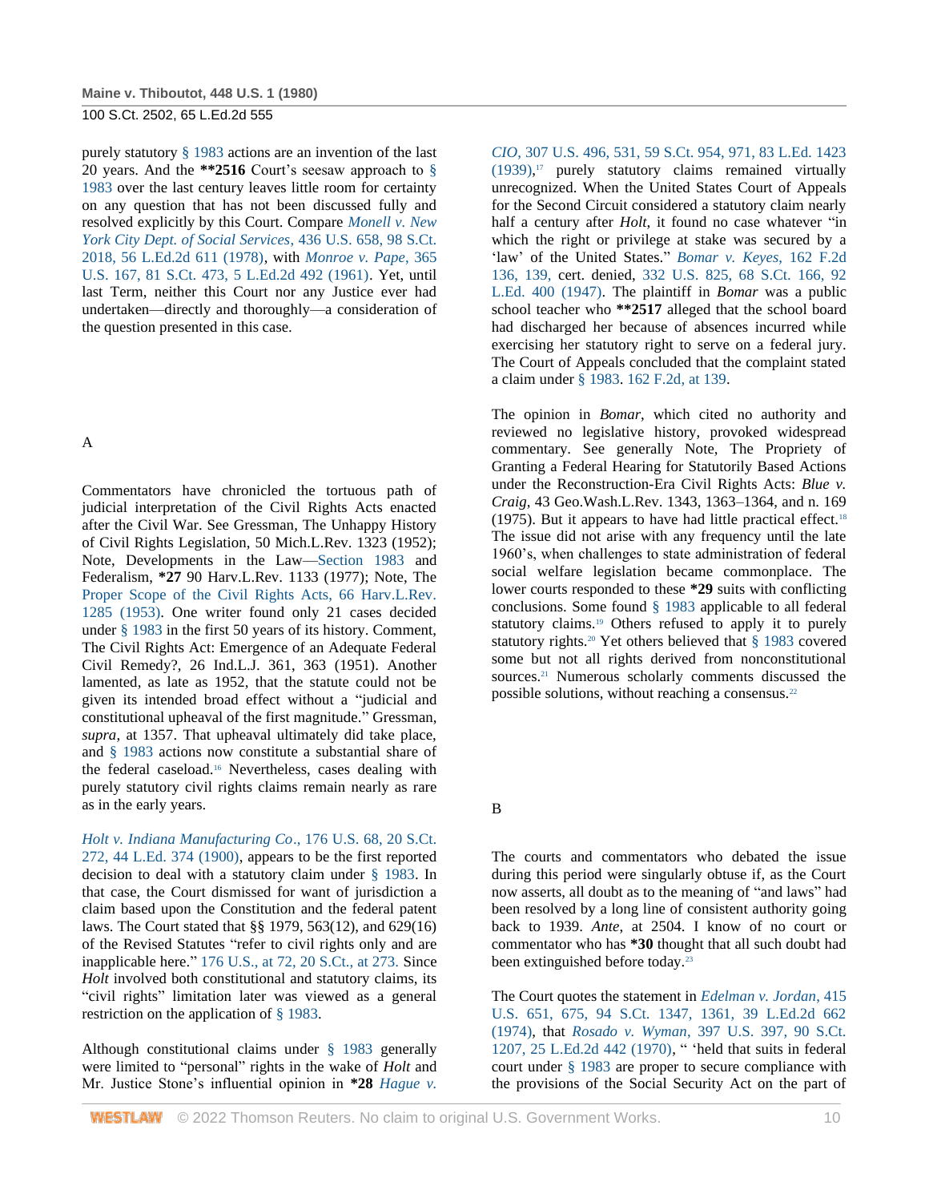purely statutory § 1983 actions are an invention of the last 20 years. And the **2516 Court's seesaw approach to § 1983 over the last century leaves little room for certainty on any question that has not been discussed fully and resolved explicitly by this Court. Compare *Monell v. New York City Dept. of Social Services*, 436 U.S. 658, 98 S.Ct. 2018, 56 L.Ed.2d 611 (1978), with *Monroe v. Pape*, 365 U.S. 167, 81 S.Ct. 473, 5 L.Ed.2d 492 (1961). Yet, until last Term, neither this Court nor any Justice ever had undertaken—directly and thoroughly—a consideration of the question presented in this case.

## A

Commentators have chronicled the tortuous path of judicial interpretation of the Civil Rights Acts enacted after the Civil War. See Gressman, The Unhappy History of Civil Rights Legislation, 50 Mich.L.Rev. 1323 (1952); Note, Developments in the Law—Section 1983 and Federalism, *27 90 Harv.L.Rev. 1133 (1977); Note, The Proper Scope of the Civil Rights Acts, 66 Harv.L.Rev. 1285 (1953). One writer found only 21 cases decided under § 1983 in the first 50 years of its history. Comment, The Civil Rights Act: Emergence of an Adequate Federal Civil Remedy?, 26 Ind.L.J. 361, 363 (1951). Another lamented, as late as 1952, that the statute could not be given its intended broad effect without a "judicial and constitutional upheaval of the first magnitude." Gressman, *supra*, at 1357. That upheaval ultimately did take place, and § 1983 actions now constitute a substantial share of the federal caseload.[16] Nevertheless, cases dealing with purely statutory civil rights claims remain nearly as rare as in the early years.

*Holt v. Indiana Manufacturing Co*., 176 U.S. 68, 20 S.Ct. 272, 44 L.Ed. 374 (1900), appears to be the first reported decision to deal with a statutory claim under § 1983. In that case, the Court dismissed for want of jurisdiction a claim based upon the Constitution and the federal patent laws. The Court stated that §§ 1979, 563(12), and 629(16) of the Revised Statutes "refer to civil rights only and are inapplicable here." 176 U.S., at 72, 20 S.Ct., at 273. Since *Holt* involved both constitutional and statutory claims, its "civil rights" limitation later was viewed as a general restriction on the application of § 1983.

Although constitutional claims under § 1983 generally were limited to "personal" rights in the wake of *Holt* and Mr. Justice Stone's influential opinion in *28 *Hague v. CIO*, 307 U.S. 496, 531, 59 S.Ct. 954, 971, 83 L.Ed. 1423 (1939),[17] purely statutory claims remained virtually unrecognized. When the United States Court of Appeals for the Second Circuit considered a statutory claim nearly half a century after *Holt*, it found no case whatever "in which the right or privilege at stake was secured by a 'law' of the United States." *Bomar v. Keyes*, 162 F.2d 136, 139, cert. denied, 332 U.S. 825, 68 S.Ct. 166, 92 L.Ed. 400 (1947). The plaintiff in *Bomar* was a public school teacher who **2517 alleged that the school board had discharged her because of absences incurred while exercising her statutory right to serve on a federal jury. The Court of Appeals concluded that the complaint stated a claim under § 1983. 162 F.2d, at 139.

The opinion in *Bomar*, which cited no authority and reviewed no legislative history, provoked widespread commentary. See generally Note, The Propriety of Granting a Federal Hearing for Statutorily Based Actions under the Reconstruction-Era Civil Rights Acts: *Blue v. Craig*, 43 Geo.Wash.L.Rev. 1343, 1363–1364, and n. 169 (1975). But it appears to have had little practical effect.[18] The issue did not arise with any frequency until the late 1960's, when challenges to state administration of federal social welfare legislation became commonplace. The lower courts responded to these *29 suits with conflicting conclusions. Some found § 1983 applicable to all federal statutory claims.[19] Others refused to apply it to purely statutory rights.[20] Yet others believed that § 1983 covered some but not all rights derived from nonconstitutional sources.[21] Numerous scholarly comments discussed the possible solutions, without reaching a consensus.[22]

## B

The courts and commentators who debated the issue during this period were singularly obtuse if, as the Court now asserts, all doubt as to the meaning of "and laws" had been resolved by a long line of consistent authority going back to 1939. *Ante*, at 2504. I know of no court or commentator who has *30 thought that all such doubt had been extinguished before today.[23]

The Court quotes the statement in *Edelman v. Jordan*, 415 U.S. 651, 675, 94 S.Ct. 1347, 1361, 39 L.Ed.2d 662 (1974), that *Rosado v. Wyman*, 397 U.S. 397, 90 S.Ct. 1207, 25 L.Ed.2d 442 (1970), " 'held that suits in federal court under § 1983 are proper to secure compliance with the provisions of the Social Security Act on the part of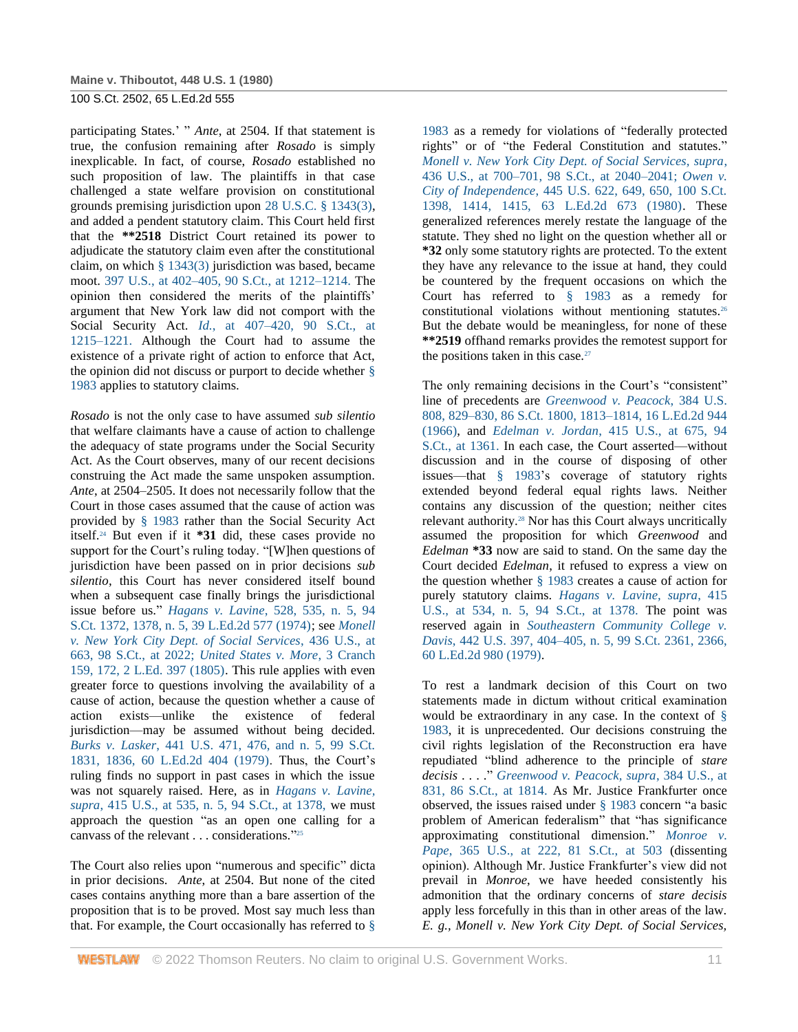participating States.' " *Ante*, at 2504. If that statement is true, the confusion remaining after *Rosado* is simply inexplicable. In fact, of course, *Rosado* established no such proposition of law. The plaintiffs in that case challenged a state welfare provision on constitutional grounds premising jurisdiction upon 28 U.S.C. § 1343(3), and added a pendent statutory claim. This Court held first that the **\*\*2518** District Court retained its power to adjudicate the statutory claim even after the constitutional claim, on which § 1343(3) jurisdiction was based, became moot. 397 U.S., at 402–405, 90 S.Ct., at 1212–1214. The opinion then considered the merits of the plaintiffs' argument that New York law did not comport with the Social Security Act. *Id.*, at 407–420, 90 S.Ct., at 1215–1221. Although the Court had to assume the existence of a private right of action to enforce that Act, the opinion did not discuss or purport to decide whether § 1983 applies to statutory claims.

*Rosado* is not the only case to have assumed *sub silentio* that welfare claimants have a cause of action to challenge the adequacy of state programs under the Social Security Act. As the Court observes, many of our recent decisions construing the Act made the same unspoken assumption. *Ante*, at 2504–2505. It does not necessarily follow that the Court in those cases assumed that the cause of action was provided by § 1983 rather than the Social Security Act itself.[24] But even if it **\*31** did, these cases provide no support for the Court's ruling today. "[W]hen questions of jurisdiction have been passed on in prior decisions *sub silentio*, this Court has never considered itself bound when a subsequent case finally brings the jurisdictional issue before us." *Hagans v. Lavine*, 528, 535, n. 5, 94 S.Ct. 1372, 1378, n. 5, 39 L.Ed.2d 577 (1974); see *Monell v. New York City Dept. of Social Services*, 436 U.S., at 663, 98 S.Ct., at 2022; *United States v. More*, 3 Cranch 159, 172, 2 L.Ed. 397 (1805). This rule applies with even greater force to questions involving the availability of a cause of action, because the question whether a cause of action exists—unlike the existence of federal jurisdiction—may be assumed without being decided. *Burks v. Lasker*, 441 U.S. 471, 476, and n. 5, 99 S.Ct. 1831, 1836, 60 L.Ed.2d 404 (1979). Thus, the Court's ruling finds no support in past cases in which the issue was not squarely raised. Here, as in *Hagans v. Lavine*, *supra*, 415 U.S., at 535, n. 5, 94 S.Ct., at 1378, we must approach the question "as an open one calling for a canvass of the relevant . . . considerations."[25]

The Court also relies upon "numerous and specific" dicta in prior decisions. *Ante*, at 2504. But none of the cited cases contains anything more than a bare assertion of the proposition that is to be proved. Most say much less than that. For example, the Court occasionally has referred to § 1983 as a remedy for violations of "federally protected rights" or of "the Federal Constitution and statutes." *Monell v. New York City Dept. of Social Services*, *supra*, 436 U.S., at 700–701, 98 S.Ct., at 2040–2041; *Owen v. City of Independence*, 445 U.S. 622, 649, 650, 100 S.Ct. 1398, 1414, 1415, 63 L.Ed.2d 673 (1980). These generalized references merely restate the language of the statute. They shed no light on the question whether all or **\*32** only some statutory rights are protected. To the extent they have any relevance to the issue at hand, they could be countered by the frequent occasions on which the Court has referred to § 1983 as a remedy for constitutional violations without mentioning statutes.[26] But the debate would be meaningless, for none of these **\*\*2519** offhand remarks provides the remotest support for the positions taken in this case.[27]

The only remaining decisions in the Court's "consistent" line of precedents are *Greenwood v. Peacock*, 384 U.S. 808, 829–830, 86 S.Ct. 1800, 1813–1814, 16 L.Ed.2d 944 (1966), and *Edelman v. Jordan*, 415 U.S., at 675, 94 S.Ct., at 1361. In each case, the Court asserted—without discussion and in the course of disposing of other issues—that § 1983's coverage of statutory rights extended beyond federal equal rights laws. Neither contains any discussion of the question; neither cites relevant authority.[28] Nor has this Court always uncritically assumed the proposition for which *Greenwood* and *Edelman* **\*33** now are said to stand. On the same day the Court decided *Edelman*, it refused to express a view on the question whether § 1983 creates a cause of action for purely statutory claims. *Hagans v. Lavine*, *supra*, 415 U.S., at 534, n. 5, 94 S.Ct., at 1378. The point was reserved again in *Southeastern Community College v. Davis*, 442 U.S. 397, 404–405, n. 5, 99 S.Ct. 2361, 2366, 60 L.Ed.2d 980 (1979).

To rest a landmark decision of this Court on two statements made in dictum without critical examination would be extraordinary in any case. In the context of § 1983, it is unprecedented. Our decisions construing the civil rights legislation of the Reconstruction era have repudiated "blind adherence to the principle of *stare decisis* . . . ." *Greenwood v. Peacock*, *supra*, 384 U.S., at 831, 86 S.Ct., at 1814. As Mr. Justice Frankfurter once observed, the issues raised under § 1983 concern "a basic problem of American federalism" that "has significance approximating constitutional dimension." *Monroe v. Pape*, 365 U.S., at 222, 81 S.Ct., at 503 (dissenting opinion). Although Mr. Justice Frankfurter's view did not prevail in *Monroe*, we have heeded consistently his admonition that the ordinary concerns of *stare decisis* apply less forcefully in this than in other areas of the law. *E. g., Monell v. New York City Dept. of Social Services*,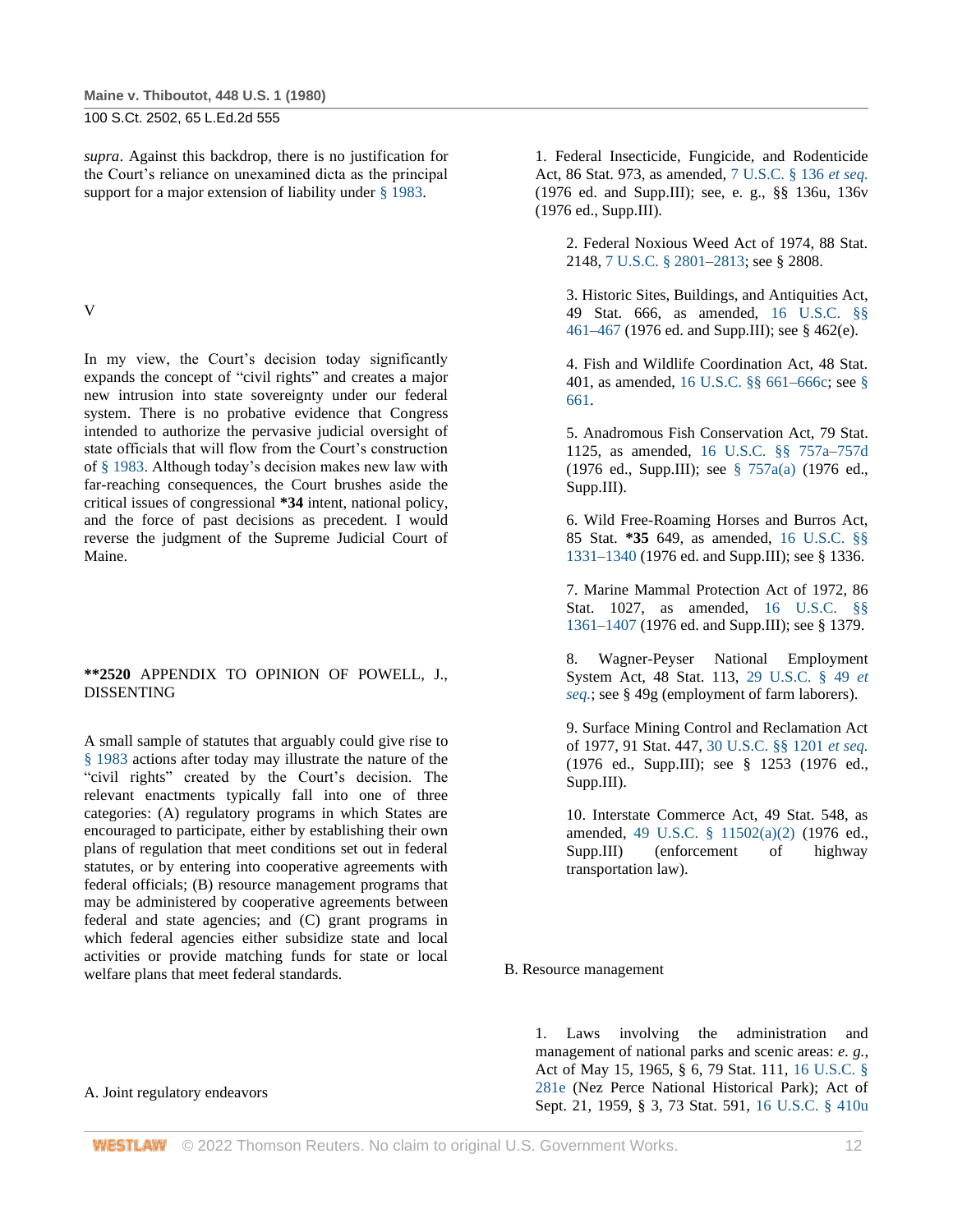*supra*. Against this backdrop, there is no justification for the Court's reliance on unexamined dicta as the principal support for a major extension of liability under § 1983.

V

In my view, the Court's decision today significantly expands the concept of "civil rights" and creates a major new intrusion into state sovereignty under our federal system. There is no probative evidence that Congress intended to authorize the pervasive judicial oversight of state officials that will flow from the Court's construction of § 1983. Although today's decision makes new law with far-reaching consequences, the Court brushes aside the critical issues of congressional **\*34** intent, national policy, and the force of past decisions as precedent. I would reverse the judgment of the Supreme Judicial Court of Maine.

**\*\*2520** APPENDIX TO OPINION OF POWELL, J., DISSENTING

A small sample of statutes that arguably could give rise to § 1983 actions after today may illustrate the nature of the "civil rights" created by the Court's decision. The relevant enactments typically fall into one of three categories: (A) regulatory programs in which States are encouraged to participate, either by establishing their own plans of regulation that meet conditions set out in federal statutes, or by entering into cooperative agreements with federal officials; (B) resource management programs that may be administered by cooperative agreements between federal and state agencies; and (C) grant programs in which federal agencies either subsidize state and local activities or provide matching funds for state or local welfare plans that meet federal standards.

A. Joint regulatory endeavors

1. Federal Insecticide, Fungicide, and Rodenticide Act, 86 Stat. 973, as amended, 7 U.S.C. § 136 *et seq.* (1976 ed. and Supp.III); see, e. g., §§ 136u, 136v (1976 ed., Supp.III).

2. Federal Noxious Weed Act of 1974, 88 Stat. 2148, 7 U.S.C. § 2801–2813; see § 2808.

3. Historic Sites, Buildings, and Antiquities Act, 49 Stat. 666, as amended, 16 U.S.C. §§ 461–467 (1976 ed. and Supp.III); see § 462(e).

4. Fish and Wildlife Coordination Act, 48 Stat. 401, as amended, 16 U.S.C. §§ 661–666c; see § 661.

5. Anadromous Fish Conservation Act, 79 Stat. 1125, as amended, 16 U.S.C. §§ 757a–757d (1976 ed., Supp.III); see § 757a(a) (1976 ed., Supp.III).

6. Wild Free-Roaming Horses and Burros Act, 85 Stat. **\*35** 649, as amended, 16 U.S.C. §§ 1331–1340 (1976 ed. and Supp.III); see § 1336.

7. Marine Mammal Protection Act of 1972, 86 Stat. 1027, as amended, 16 U.S.C. §§ 1361–1407 (1976 ed. and Supp.III); see § 1379.

8. Wagner-Peyser National Employment System Act, 48 Stat. 113, 29 U.S.C. § 49 *et seq.*; see § 49g (employment of farm laborers).

9. Surface Mining Control and Reclamation Act of 1977, 91 Stat. 447, 30 U.S.C. §§ 1201 *et seq.* (1976 ed., Supp.III); see § 1253 (1976 ed., Supp.III).

10. Interstate Commerce Act, 49 Stat. 548, as amended, 49 U.S.C. § 11502(a)(2) (1976 ed., Supp.III) (enforcement of highway transportation law).

B. Resource management

1. Laws involving the administration and management of national parks and scenic areas: *e. g.*, Act of May 15, 1965, § 6, 79 Stat. 111, 16 U.S.C. § 281e (Nez Perce National Historical Park); Act of Sept. 21, 1959, § 3, 73 Stat. 591, 16 U.S.C. § 410u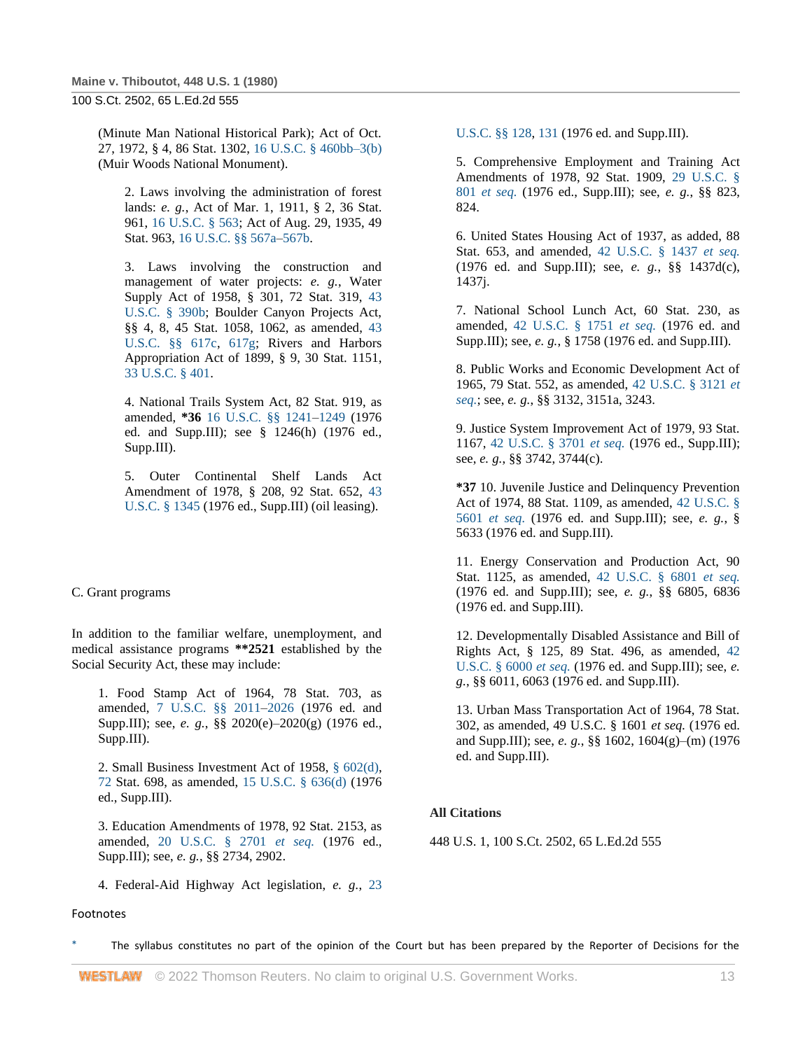(Minute Man National Historical Park); Act of Oct. 27, 1972, § 4, 86 Stat. 1302, 16 U.S.C. § 460bb–3(b) (Muir Woods National Monument).

2. Laws involving the administration of forest lands: *e. g.*, Act of Mar. 1, 1911, § 2, 36 Stat. 961, 16 U.S.C. § 563; Act of Aug. 29, 1935, 49 Stat. 963, 16 U.S.C. §§ 567a–567b.

3. Laws involving the construction and management of water projects: *e. g.*, Water Supply Act of 1958, § 301, 72 Stat. 319, 43 U.S.C. § 390b; Boulder Canyon Projects Act, §§ 4, 8, 45 Stat. 1058, 1062, as amended, 43 U.S.C. §§ 617c, 617g; Rivers and Harbors Appropriation Act of 1899, § 9, 30 Stat. 1151, 33 U.S.C. § 401.

4. National Trails System Act, 82 Stat. 919, as amended, **\*36** 16 U.S.C. §§ 1241–1249 (1976 ed. and Supp.III); see § 1246(h) (1976 ed., Supp.III).

5. Outer Continental Shelf Lands Act Amendment of 1978, § 208, 92 Stat. 652, 43 U.S.C. § 1345 (1976 ed., Supp.III) (oil leasing).

C. Grant programs

In addition to the familiar welfare, unemployment, and medical assistance programs **\*\*2521** established by the Social Security Act, these may include:

1. Food Stamp Act of 1964, 78 Stat. 703, as amended, 7 U.S.C. §§ 2011–2026 (1976 ed. and Supp.III); see, *e. g.*, §§ 2020(e)–2020(g) (1976 ed., Supp.III).

2. Small Business Investment Act of 1958, § 602(d), 72 Stat. 698, as amended, 15 U.S.C. § 636(d) (1976 ed., Supp.III).

3. Education Amendments of 1978, 92 Stat. 2153, as amended, 20 U.S.C. § 2701 *et seq.* (1976 ed., Supp.III); see, *e. g.*, §§ 2734, 2902.

4. Federal-Aid Highway Act legislation, *e. g.*, 23 U.S.C. §§ 128, 131 (1976 ed. and Supp.III).

5. Comprehensive Employment and Training Act Amendments of 1978, 92 Stat. 1909, 29 U.S.C. § 801 *et seq.* (1976 ed., Supp.III); see, *e. g.*, §§ 823, 824.

6. United States Housing Act of 1937, as added, 88 Stat. 653, and amended, 42 U.S.C. § 1437 *et seq.* (1976 ed. and Supp.III); see, *e. g.*, §§ 1437d(c), 1437j.

7. National School Lunch Act, 60 Stat. 230, as amended, 42 U.S.C. § 1751 *et seq.* (1976 ed. and Supp.III); see, *e. g.*, § 1758 (1976 ed. and Supp.III).

8. Public Works and Economic Development Act of 1965, 79 Stat. 552, as amended, 42 U.S.C. § 3121 *et seq.*; see, *e. g.*, §§ 3132, 3151a, 3243.

9. Justice System Improvement Act of 1979, 93 Stat. 1167, 42 U.S.C. § 3701 *et seq.* (1976 ed., Supp.III); see, *e. g.*, §§ 3742, 3744(c).

**\*37** 10. Juvenile Justice and Delinquency Prevention Act of 1974, 88 Stat. 1109, as amended, 42 U.S.C. § 5601 *et seq.* (1976 ed. and Supp.III); see, *e. g.*, § 5633 (1976 ed. and Supp.III).

11. Energy Conservation and Production Act, 90 Stat. 1125, as amended, 42 U.S.C. § 6801 *et seq.* (1976 ed. and Supp.III); see, *e. g.*, §§ 6805, 6836 (1976 ed. and Supp.III).

12. Developmentally Disabled Assistance and Bill of Rights Act, § 125, 89 Stat. 496, as amended, 42 U.S.C. § 6000 *et seq.* (1976 ed. and Supp.III); see, *e. g.*, §§ 6011, 6063 (1976 ed. and Supp.III).

13. Urban Mass Transportation Act of 1964, 78 Stat. 302, as amended, 49 U.S.C. § 1601 *et seq.* (1976 ed. and Supp.III); see, *e. g.*, §§ 1602, 1604(g)–(m) (1976 ed. and Supp.III).

**All Citations**

448 U.S. 1, 100 S.Ct. 2502, 65 L.Ed.2d 555

Footnotes

\* The syllabus constitutes no part of the opinion of the Court but has been prepared by the Reporter of Decisions for the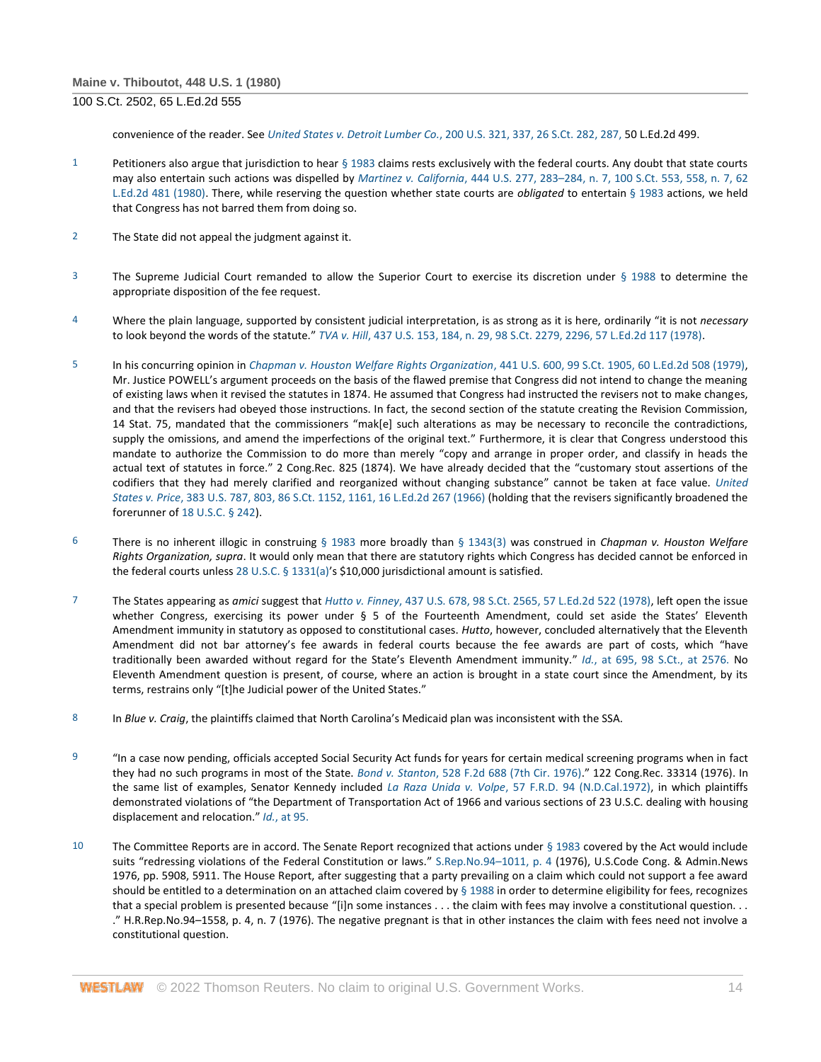convenience of the reader. See *United States v. Detroit Lumber Co.*, 200 U.S. 321, 337, 26 S.Ct. 282, 287, 50 L.Ed.2d 499.

1 Petitioners also argue that jurisdiction to hear § 1983 claims rests exclusively with the federal courts. Any doubt that state courts may also entertain such actions was dispelled by *Martinez v. California*, 444 U.S. 277, 283–284, n. 7, 100 S.Ct. 553, 558, n. 7, 62 L.Ed.2d 481 (1980). There, while reserving the question whether state courts are *obligated* to entertain § 1983 actions, we held that Congress has not barred them from doing so.

2 The State did not appeal the judgment against it.

3 The Supreme Judicial Court remanded to allow the Superior Court to exercise its discretion under § 1988 to determine the appropriate disposition of the fee request.

4 Where the plain language, supported by consistent judicial interpretation, is as strong as it is here, ordinarily "it is not *necessary* to look beyond the words of the statute." *TVA v. Hill*, 437 U.S. 153, 184, n. 29, 98 S.Ct. 2279, 2296, 57 L.Ed.2d 117 (1978).

5 In his concurring opinion in *Chapman v. Houston Welfare Rights Organization*, 441 U.S. 600, 99 S.Ct. 1905, 60 L.Ed.2d 508 (1979), Mr. Justice POWELL's argument proceeds on the basis of the flawed premise that Congress did not intend to change the meaning of existing laws when it revised the statutes in 1874. He assumed that Congress had instructed the revisers not to make changes, and that the revisers had obeyed those instructions. In fact, the second section of the statute creating the Revision Commission, 14 Stat. 75, mandated that the commissioners "mak[e] such alterations as may be necessary to reconcile the contradictions, supply the omissions, and amend the imperfections of the original text." Furthermore, it is clear that Congress understood this mandate to authorize the Commission to do more than merely "copy and arrange in proper order, and classify in heads the actual text of statutes in force." 2 Cong.Rec. 825 (1874). We have already decided that the "customary stout assertions of the codifiers that they had merely clarified and reorganized without changing substance" cannot be taken at face value. *United States v. Price*, 383 U.S. 787, 803, 86 S.Ct. 1152, 1161, 16 L.Ed.2d 267 (1966) (holding that the revisers significantly broadened the forerunner of 18 U.S.C. § 242).

6 There is no inherent illogic in construing § 1983 more broadly than § 1343(3) was construed in *Chapman v. Houston Welfare Rights Organization, supra*. It would only mean that there are statutory rights which Congress has decided cannot be enforced in the federal courts unless 28 U.S.C. § 1331(a)'s $10,000 jurisdictional amount is satisfied.

7 The States appearing as *amici* suggest that *Hutto v. Finney*, 437 U.S. 678, 98 S.Ct. 2565, 57 L.Ed.2d 522 (1978), left open the issue whether Congress, exercising its power under § 5 of the Fourteenth Amendment, could set aside the States' Eleventh Amendment immunity in statutory as opposed to constitutional cases. *Hutto*, however, concluded alternatively that the Eleventh Amendment did not bar attorney's fee awards in federal courts because the fee awards are part of costs, which "have traditionally been awarded without regard for the State's Eleventh Amendment immunity." *Id.*, at 695, 98 S.Ct., at 2576. No Eleventh Amendment question is present, of course, where an action is brought in a state court since the Amendment, by its terms, restrains only "[t]he Judicial power of the United States."

8 In *Blue v. Craig*, the plaintiffs claimed that North Carolina's Medicaid plan was inconsistent with the SSA.

9 "In a case now pending, officials accepted Social Security Act funds for years for certain medical screening programs when in fact they had no such programs in most of the State. *Bond v. Stanton*, 528 F.2d 688 (7th Cir. 1976)." 122 Cong.Rec. 33314 (1976). In the same list of examples, Senator Kennedy included *La Raza Unida v. Volpe*, 57 F.R.D. 94 (N.D.Cal.1972), in which plaintiffs demonstrated violations of "the Department of Transportation Act of 1966 and various sections of 23 U.S.C. dealing with housing displacement and relocation." *Id.*, at 95.

10 The Committee Reports are in accord. The Senate Report recognized that actions under § 1983 covered by the Act would include suits "redressing violations of the Federal Constitution or laws." S.Rep.No.94–1011, p. 4 (1976), U.S.Code Cong. & Admin.News 1976, pp. 5908, 5911. The House Report, after suggesting that a party prevailing on a claim which could not support a fee award should be entitled to a determination on an attached claim covered by § 1988 in order to determine eligibility for fees, recognizes that a special problem is presented because "[i]n some instances . . . the claim with fees may involve a constitutional question. . . ." H.R.Rep.No.94–1558, p. 4, n. 7 (1976). The negative pregnant is that in other instances the claim with fees need not involve a constitutional question.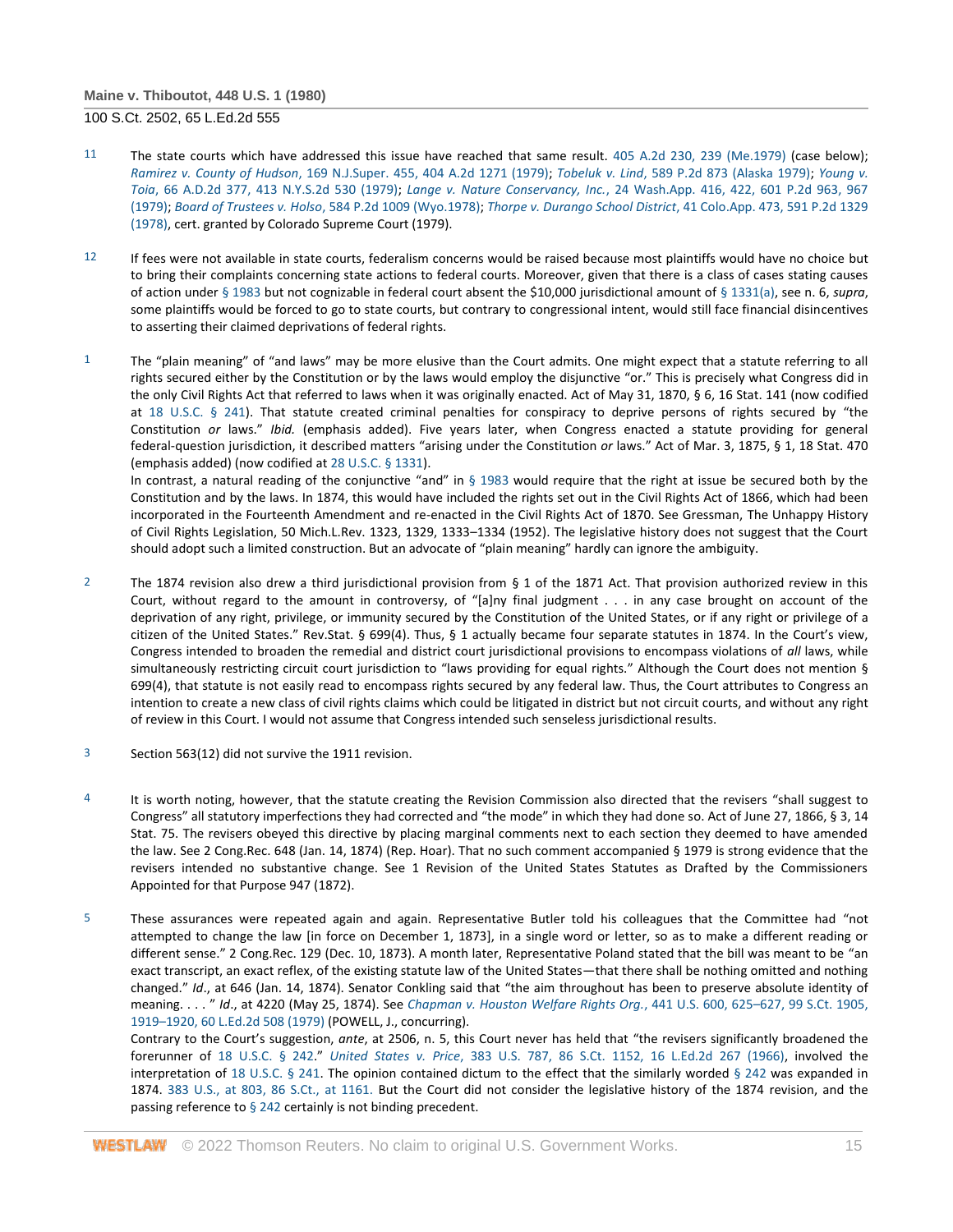11 The state courts which have addressed this issue have reached that same result. 405 A.2d 230, 239 (Me.1979) (case below); *Ramirez v. County of Hudson*, 169 N.J.Super. 455, 404 A.2d 1271 (1979); *Tobeluk v. Lind*, 589 P.2d 873 (Alaska 1979); *Young v. Toia*, 66 A.D.2d 377, 413 N.Y.S.2d 530 (1979); *Lange v. Nature Conservancy, Inc.*, 24 Wash.App. 416, 422, 601 P.2d 963, 967 (1979); *Board of Trustees v. Holso*, 584 P.2d 1009 (Wyo.1978); *Thorpe v. Durango School District*, 41 Colo.App. 473, 591 P.2d 1329 (1978), cert. granted by Colorado Supreme Court (1979).

12 If fees were not available in state courts, federalism concerns would be raised because most plaintiffs would have no choice but to bring their complaints concerning state actions to federal courts. Moreover, given that there is a class of cases stating causes of action under § 1983 but not cognizable in federal court absent the $10,000 jurisdictional amount of § 1331(a), see n. 6, *supra*, some plaintiffs would be forced to go to state courts, but contrary to congressional intent, would still face financial disincentives to asserting their claimed deprivations of federal rights.

1 The "plain meaning" of "and laws" may be more elusive than the Court admits. One might expect that a statute referring to all rights secured either by the Constitution or by the laws would employ the disjunctive "or." This is precisely what Congress did in the only Civil Rights Act that referred to laws when it was originally enacted. Act of May 31, 1870, § 6, 16 Stat. 141 (now codified at 18 U.S.C. § 241). That statute created criminal penalties for conspiracy to deprive persons of rights secured by "the Constitution *or* laws." *Ibid.* (emphasis added). Five years later, when Congress enacted a statute providing for general federal-question jurisdiction, it described matters "arising under the Constitution *or* laws." Act of Mar. 3, 1875, § 1, 18 Stat. 470 (emphasis added) (now codified at 28 U.S.C. § 1331).
In contrast, a natural reading of the conjunctive "and" in § 1983 would require that the right at issue be secured both by the Constitution and by the laws. In 1874, this would have included the rights set out in the Civil Rights Act of 1866, which had been incorporated in the Fourteenth Amendment and re-enacted in the Civil Rights Act of 1870. See Gressman, The Unhappy History of Civil Rights Legislation, 50 Mich.L.Rev. 1323, 1329, 1333–1334 (1952). The legislative history does not suggest that the Court should adopt such a limited construction. But an advocate of "plain meaning" hardly can ignore the ambiguity.

2 The 1874 revision also drew a third jurisdictional provision from § 1 of the 1871 Act. That provision authorized review in this Court, without regard to the amount in controversy, of "[a]ny final judgment . . . in any case brought on account of the deprivation of any right, privilege, or immunity secured by the Constitution of the United States, or if any right or privilege of a citizen of the United States." Rev.Stat. § 699(4). Thus, § 1 actually became four separate statutes in 1874. In the Court's view, Congress intended to broaden the remedial and district court jurisdictional provisions to encompass violations of *all* laws, while simultaneously restricting circuit court jurisdiction to "laws providing for equal rights." Although the Court does not mention § 699(4), that statute is not easily read to encompass rights secured by any federal law. Thus, the Court attributes to Congress an intention to create a new class of civil rights claims which could be litigated in district but not circuit courts, and without any right of review in this Court. I would not assume that Congress intended such senseless jurisdictional results.

3 Section 563(12) did not survive the 1911 revision.

4 It is worth noting, however, that the statute creating the Revision Commission also directed that the revisers "shall suggest to Congress" all statutory imperfections they had corrected and "the mode" in which they had done so. Act of June 27, 1866, § 3, 14 Stat. 75. The revisers obeyed this directive by placing marginal comments next to each section they deemed to have amended the law. See 2 Cong.Rec. 648 (Jan. 14, 1874) (Rep. Hoar). That no such comment accompanied § 1979 is strong evidence that the revisers intended no substantive change. See 1 Revision of the United States Statutes as Drafted by the Commissioners Appointed for that Purpose 947 (1872).

5 These assurances were repeated again and again. Representative Butler told his colleagues that the Committee had "not attempted to change the law [in force on December 1, 1873], in a single word or letter, so as to make a different reading or different sense." 2 Cong.Rec. 129 (Dec. 10, 1873). A month later, Representative Poland stated that the bill was meant to be "an exact transcript, an exact reflex, of the existing statute law of the United States—that there shall be nothing omitted and nothing changed." *Id*., at 646 (Jan. 14, 1874). Senator Conkling said that "the aim throughout has been to preserve absolute identity of meaning. . . . " *Id*., at 4220 (May 25, 1874). See *Chapman v. Houston Welfare Rights Org.*, 441 U.S. 600, 625–627, 99 S.Ct. 1905, 1919–1920, 60 L.Ed.2d 508 (1979) (POWELL, J., concurring).
Contrary to the Court's suggestion, *ante*, at 2506, n. 5, this Court never has held that "the revisers significantly broadened the forerunner of 18 U.S.C. § 242." *United States v. Price*, 383 U.S. 787, 86 S.Ct. 1152, 16 L.Ed.2d 267 (1966), involved the interpretation of 18 U.S.C. § 241. The opinion contained dictum to the effect that the similarly worded § 242 was expanded in 1874. 383 U.S., at 803, 86 S.Ct., at 1161. But the Court did not consider the legislative history of the 1874 revision, and the passing reference to § 242 certainly is not binding precedent.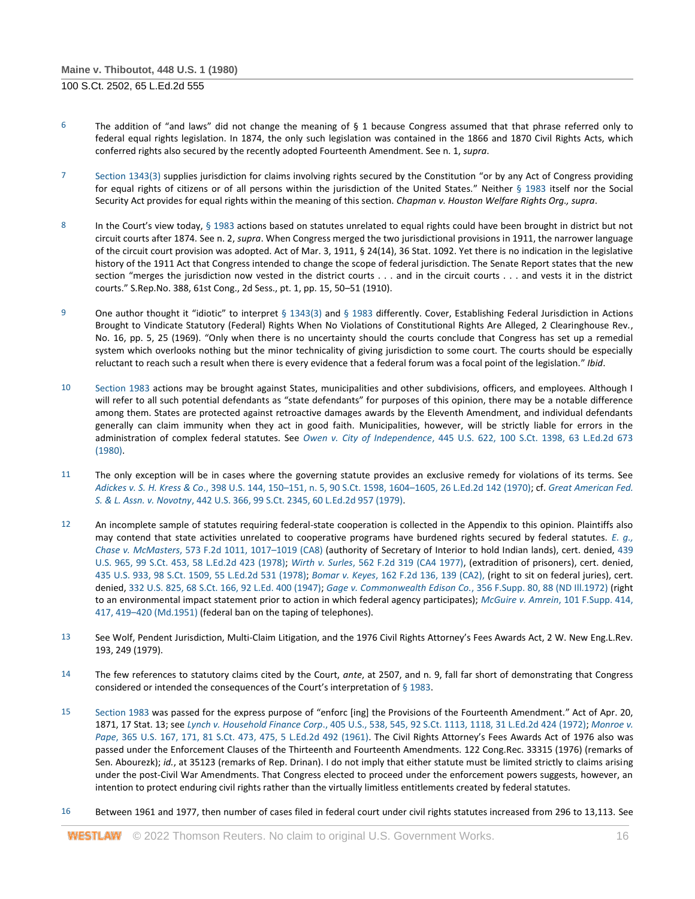6 The addition of “and laws” did not change the meaning of § 1 because Congress assumed that that phrase referred only to federal equal rights legislation. In 1874, the only such legislation was contained in the 1866 and 1870 Civil Rights Acts, which conferred rights also secured by the recently adopted Fourteenth Amendment. See n. 1, *supra*.

7 Section 1343(3) supplies jurisdiction for claims involving rights secured by the Constitution “or by any Act of Congress providing for equal rights of citizens or of all persons within the jurisdiction of the United States.” Neither § 1983 itself nor the Social Security Act provides for equal rights within the meaning of this section. *Chapman v. Houston Welfare Rights Org., supra*.

8 In the Court’s view today, § 1983 actions based on statutes unrelated to equal rights could have been brought in district but not circuit courts after 1874. See n. 2, *supra*. When Congress merged the two jurisdictional provisions in 1911, the narrower language of the circuit court provision was adopted. Act of Mar. 3, 1911, § 24(14), 36 Stat. 1092. Yet there is no indication in the legislative history of the 1911 Act that Congress intended to change the scope of federal jurisdiction. The Senate Report states that the new section “merges the jurisdiction now vested in the district courts . . . and in the circuit courts . . . and vests it in the district courts.” S.Rep.No. 388, 61st Cong., 2d Sess., pt. 1, pp. 15, 50–51 (1910).

9 One author thought it “idiotic” to interpret § 1343(3) and § 1983 differently. Cover, Establishing Federal Jurisdiction in Actions Brought to Vindicate Statutory (Federal) Rights When No Violations of Constitutional Rights Are Alleged, 2 Clearinghouse Rev., No. 16, pp. 5, 25 (1969). “Only when there is no uncertainty should the courts conclude that Congress has set up a remedial system which overlooks nothing but the minor technicality of giving jurisdiction to some court. The courts should be especially reluctant to reach such a result when there is every evidence that a federal forum was a focal point of the legislation.” *Ibid*.

10 Section 1983 actions may be brought against States, municipalities and other subdivisions, officers, and employees. Although I will refer to all such potential defendants as “state defendants” for purposes of this opinion, there may be a notable difference among them. States are protected against retroactive damages awards by the Eleventh Amendment, and individual defendants generally can claim immunity when they act in good faith. Municipalities, however, will be strictly liable for errors in the administration of complex federal statutes. See *Owen v. City of Independence*, 445 U.S. 622, 100 S.Ct. 1398, 63 L.Ed.2d 673 (1980).

11 The only exception will be in cases where the governing statute provides an exclusive remedy for violations of its terms. See *Adickes v. S. H. Kress & Co*., 398 U.S. 144, 150–151, n. 5, 90 S.Ct. 1598, 1604–1605, 26 L.Ed.2d 142 (1970); cf. *Great American Fed. S. & L. Assn. v. Novotny*, 442 U.S. 366, 99 S.Ct. 2345, 60 L.Ed.2d 957 (1979).

12 An incomplete sample of statutes requiring federal-state cooperation is collected in the Appendix to this opinion. Plaintiffs also may contend that state activities unrelated to cooperative programs have burdened rights secured by federal statutes. *E. g., Chase v. McMasters*, 573 F.2d 1011, 1017–1019 (CA8) (authority of Secretary of Interior to hold Indian lands), cert. denied, 439 U.S. 965, 99 S.Ct. 453, 58 L.Ed.2d 423 (1978); *Wirth v. Surles*, 562 F.2d 319 (CA4 1977), (extradition of prisoners), cert. denied, 435 U.S. 933, 98 S.Ct. 1509, 55 L.Ed.2d 531 (1978); *Bomar v. Keyes*, 162 F.2d 136, 139 (CA2), (right to sit on federal juries), cert. denied, 332 U.S. 825, 68 S.Ct. 166, 92 L.Ed. 400 (1947); *Gage v. Commonwealth Edison Co.*, 356 F.Supp. 80, 88 (ND Ill.1972) (right to an environmental impact statement prior to action in which federal agency participates); *McGuire v. Amrein*, 101 F.Supp. 414, 417, 419–420 (Md.1951) (federal ban on the taping of telephones).

13 See Wolf, Pendent Jurisdiction, Multi-Claim Litigation, and the 1976 Civil Rights Attorney’s Fees Awards Act, 2 W. New Eng.L.Rev. 193, 249 (1979).

14 The few references to statutory claims cited by the Court, *ante*, at 2507, and n. 9, fall far short of demonstrating that Congress considered or intended the consequences of the Court’s interpretation of § 1983.

15 Section 1983 was passed for the express purpose of “enforc [ing] the Provisions of the Fourteenth Amendment.” Act of Apr. 20, 1871, 17 Stat. 13; see *Lynch v. Household Finance Corp*., 405 U.S., 538, 545, 92 S.Ct. 1113, 1118, 31 L.Ed.2d 424 (1972); *Monroe v. Pape*, 365 U.S. 167, 171, 81 S.Ct. 473, 475, 5 L.Ed.2d 492 (1961). The Civil Rights Attorney’s Fees Awards Act of 1976 also was passed under the Enforcement Clauses of the Thirteenth and Fourteenth Amendments. 122 Cong.Rec. 33315 (1976) (remarks of Sen. Abourezk); *id.*, at 35123 (remarks of Rep. Drinan). I do not imply that either statute must be limited strictly to claims arising under the post-Civil War Amendments. That Congress elected to proceed under the enforcement powers suggests, however, an intention to protect enduring civil rights rather than the virtually limitless entitlements created by federal statutes.

16 Between 1961 and 1977, then number of cases filed in federal court under civil rights statutes increased from 296 to 13,113. See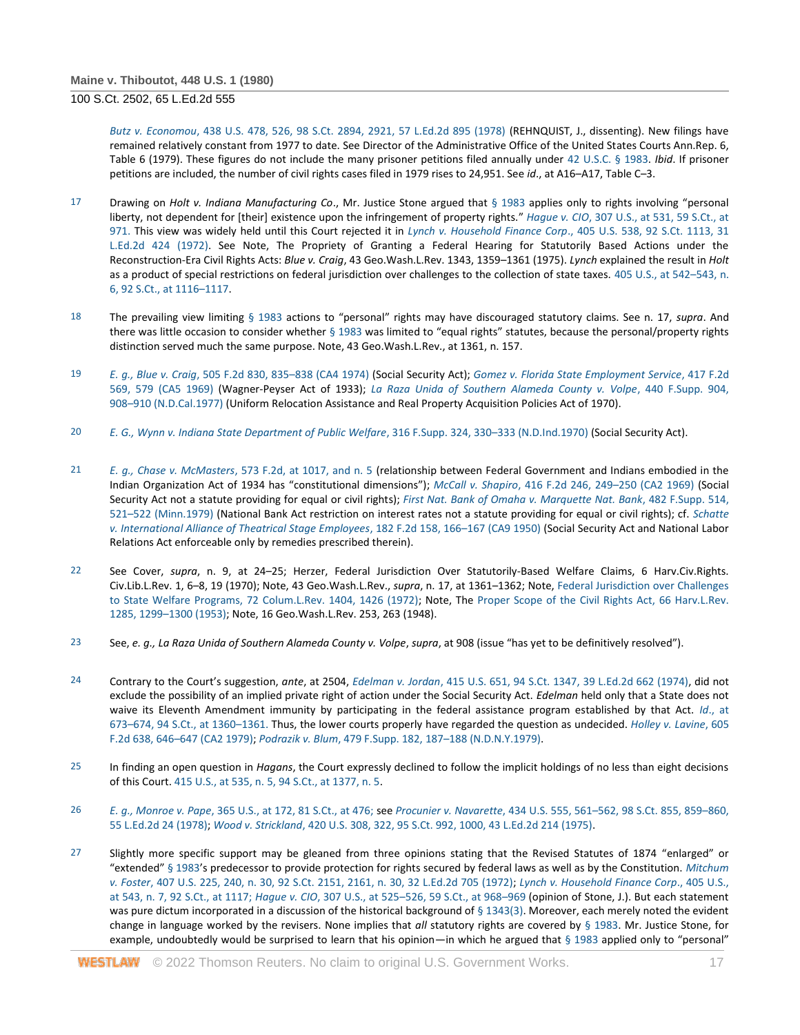*Butz v. Economou*, 438 U.S. 478, 526, 98 S.Ct. 2894, 2921, 57 L.Ed.2d 895 (1978) (REHNQUIST, J., dissenting). New filings have remained relatively constant from 1977 to date. See Director of the Administrative Office of the United States Courts Ann.Rep. 6, Table 6 (1979). These figures do not include the many prisoner petitions filed annually under 42 U.S.C. § 1983. *Ibid*. If prisoner petitions are included, the number of civil rights cases filed in 1979 rises to 24,951. See *id*., at A16–A17, Table C–3.

17 Drawing on *Holt v. Indiana Manufacturing Co*., Mr. Justice Stone argued that § 1983 applies only to rights involving "personal liberty, not dependent for [their] existence upon the infringement of property rights." *Hague v. CIO*, 307 U.S., at 531, 59 S.Ct., at 971. This view was widely held until this Court rejected it in *Lynch v. Household Finance Corp*., 405 U.S. 538, 92 S.Ct. 1113, 31 L.Ed.2d 424 (1972). See Note, The Propriety of Granting a Federal Hearing for Statutorily Based Actions under the Reconstruction-Era Civil Rights Acts: *Blue v. Craig*, 43 Geo.Wash.L.Rev. 1343, 1359–1361 (1975). *Lynch* explained the result in *Holt* as a product of special restrictions on federal jurisdiction over challenges to the collection of state taxes. 405 U.S., at 542–543, n. 6, 92 S.Ct., at 1116–1117.

18 The prevailing view limiting § 1983 actions to "personal" rights may have discouraged statutory claims. See n. 17, *supra*. And there was little occasion to consider whether § 1983 was limited to "equal rights" statutes, because the personal/property rights distinction served much the same purpose. Note, 43 Geo.Wash.L.Rev., at 1361, n. 157.

19 *E. g., Blue v. Craig*, 505 F.2d 830, 835–838 (CA4 1974) (Social Security Act); *Gomez v. Florida State Employment Service*, 417 F.2d 569, 579 (CA5 1969) (Wagner-Peyser Act of 1933); *La Raza Unida of Southern Alameda County v. Volpe*, 440 F.Supp. 904, 908–910 (N.D.Cal.1977) (Uniform Relocation Assistance and Real Property Acquisition Policies Act of 1970).

20 *E. G., Wynn v. Indiana State Department of Public Welfare*, 316 F.Supp. 324, 330–333 (N.D.Ind.1970) (Social Security Act).

21 *E. g., Chase v. McMasters*, 573 F.2d, at 1017, and n. 5 (relationship between Federal Government and Indians embodied in the Indian Organization Act of 1934 has "constitutional dimensions"); *McCall v. Shapiro*, 416 F.2d 246, 249–250 (CA2 1969) (Social Security Act not a statute providing for equal or civil rights); *First Nat. Bank of Omaha v. Marquette Nat. Bank*, 482 F.Supp. 514, 521–522 (Minn.1979) (National Bank Act restriction on interest rates not a statute providing for equal or civil rights); cf. *Schatte v. International Alliance of Theatrical Stage Employees*, 182 F.2d 158, 166–167 (CA9 1950) (Social Security Act and National Labor Relations Act enforceable only by remedies prescribed therein).

22 See Cover, *supra*, n. 9, at 24–25; Herzer, Federal Jurisdiction Over Statutorily-Based Welfare Claims, 6 Harv.Civ.Rights. Civ.Lib.L.Rev. 1, 6–8, 19 (1970); Note, 43 Geo.Wash.L.Rev., *supra*, n. 17, at 1361–1362; Note, Federal Jurisdiction over Challenges to State Welfare Programs, 72 Colum.L.Rev. 1404, 1426 (1972); Note, The Proper Scope of the Civil Rights Act, 66 Harv.L.Rev. 1285, 1299–1300 (1953); Note, 16 Geo.Wash.L.Rev. 253, 263 (1948).

23 See, *e. g., La Raza Unida of Southern Alameda County v. Volpe*, *supra*, at 908 (issue "has yet to be definitively resolved").

24 Contrary to the Court's suggestion, *ante*, at 2504, *Edelman v. Jordan*, 415 U.S. 651, 94 S.Ct. 1347, 39 L.Ed.2d 662 (1974), did not exclude the possibility of an implied private right of action under the Social Security Act. *Edelman* held only that a State does not waive its Eleventh Amendment immunity by participating in the federal assistance program established by that Act. *Id*., at 673–674, 94 S.Ct., at 1360–1361. Thus, the lower courts properly have regarded the question as undecided. *Holley v. Lavine*, 605 F.2d 638, 646–647 (CA2 1979); *Podrazik v. Blum*, 479 F.Supp. 182, 187–188 (N.D.N.Y.1979).

25 In finding an open question in *Hagans*, the Court expressly declined to follow the implicit holdings of no less than eight decisions of this Court. 415 U.S., at 535, n. 5, 94 S.Ct., at 1377, n. 5.

26 *E. g., Monroe v. Pape*, 365 U.S., at 172, 81 S.Ct., at 476; see *Procunier v. Navarette*, 434 U.S. 555, 561–562, 98 S.Ct. 855, 859–860, 55 L.Ed.2d 24 (1978); *Wood v. Strickland*, 420 U.S. 308, 322, 95 S.Ct. 992, 1000, 43 L.Ed.2d 214 (1975).

27 Slightly more specific support may be gleaned from three opinions stating that the Revised Statutes of 1874 "enlarged" or "extended" § 1983's predecessor to provide protection for rights secured by federal laws as well as by the Constitution. *Mitchum v. Foster*, 407 U.S. 225, 240, n. 30, 92 S.Ct. 2151, 2161, n. 30, 32 L.Ed.2d 705 (1972); *Lynch v. Household Finance Corp*., 405 U.S., at 543, n. 7, 92 S.Ct., at 1117; *Hague v. CIO*, 307 U.S., at 525–526, 59 S.Ct., at 968–969 (opinion of Stone, J.). But each statement was pure dictum incorporated in a discussion of the historical background of § 1343(3). Moreover, each merely noted the evident change in language worked by the revisers. None implies that *all* statutory rights are covered by § 1983. Mr. Justice Stone, for example, undoubtedly would be surprised to learn that his opinion—in which he argued that § 1983 applied only to "personal"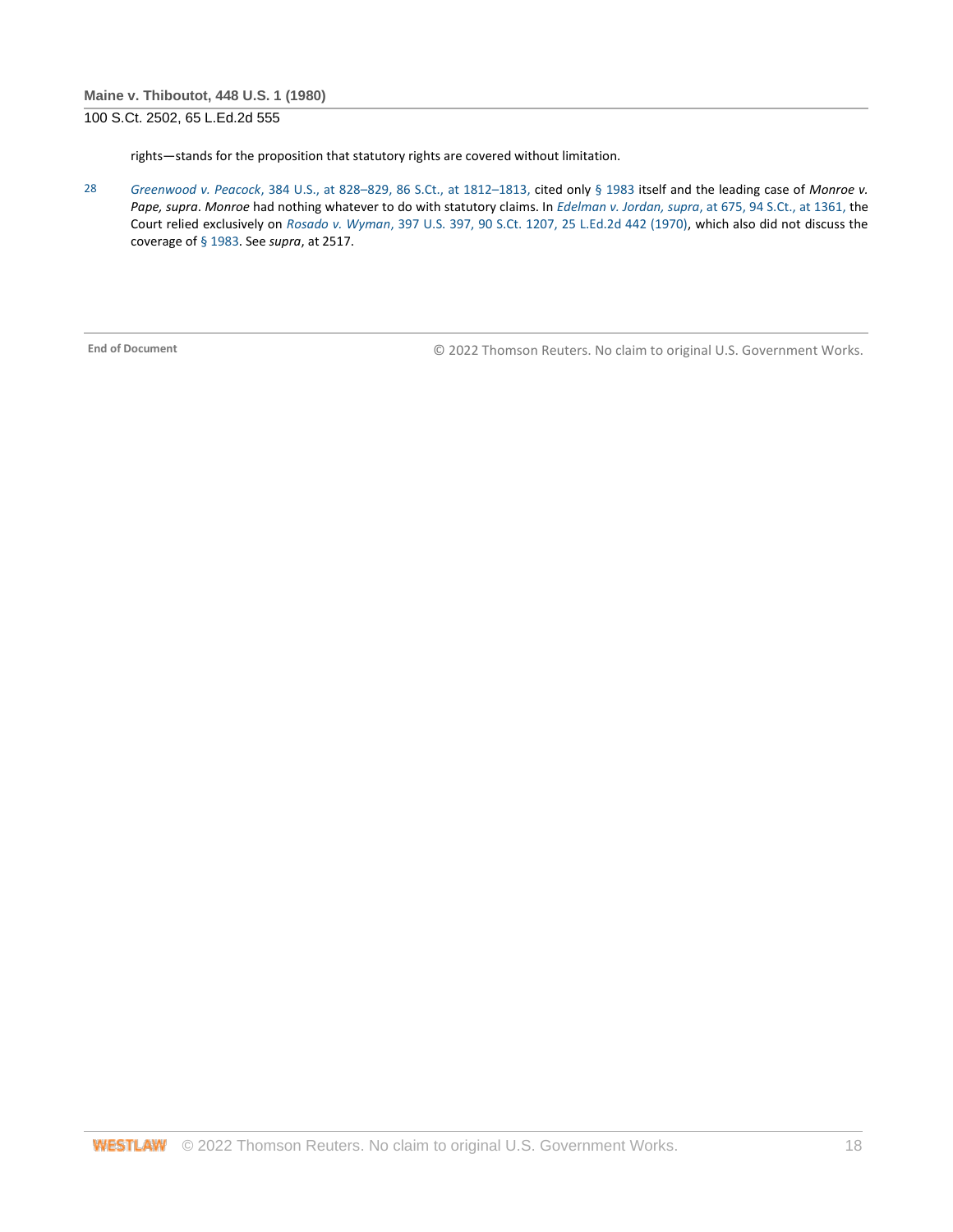rights—stands for the proposition that statutory rights are covered without limitation.

28 *Greenwood v. Peacock*, 384 U.S., at 828–829, 86 S.Ct., at 1812–1813, cited only § 1983 itself and the leading case of *Monroe v. Pape, supra*. *Monroe* had nothing whatever to do with statutory claims. In *Edelman v. Jordan, supra*, at 675, 94 S.Ct., at 1361, the Court relied exclusively on *Rosado v. Wyman*, 397 U.S. 397, 90 S.Ct. 1207, 25 L.Ed.2d 442 (1970), which also did not discuss the coverage of § 1983. See *supra*, at 2517.

End of Document © 2022 Thomson Reuters. No claim to original U.S. Government Works.